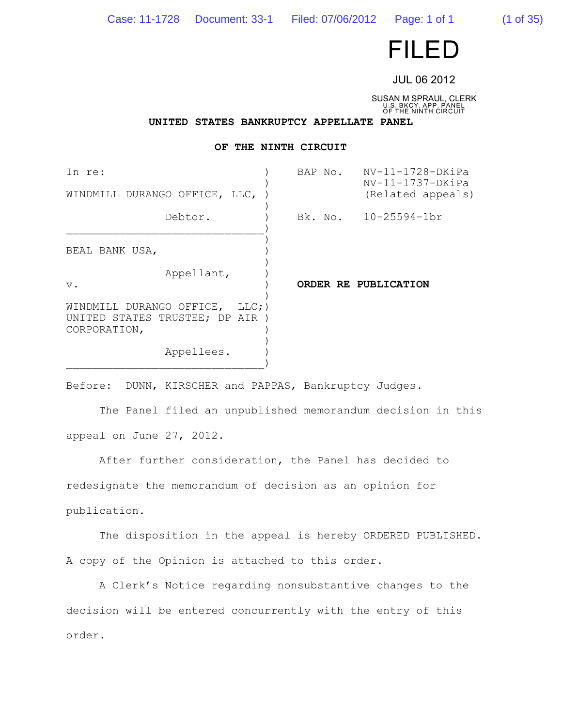FILED

JUL 06 2012

SUSAN M SPRAUL, CLERK
U.S. BKCY. APP. PANEL
OF THE NINTH CIRCUIT

# UNITED STATES BANKRUPTCY APPELLATE PANEL

# OF THE NINTH CIRCUIT

| | |
|---|---|
| In re: | BAP No. NV-11-1728-DKiPa NV-11-1737-DKiPa (Related appeals) |
| WINDMILL DURANGO OFFICE, LLC, | |
| Debtor. | Bk. No. 10-25594-lbr |
| BEAL BANK USA, | |
| Appellant, | |
| v. | **ORDER RE PUBLICATION** |
| WINDMILL DURANGO OFFICE, LLC; UNITED STATES TRUSTEE; DP AIR CORPORATION, | |
| Appellees. | |

Before: DUNN, KIRSCHER and PAPPAS, Bankruptcy Judges.

The Panel filed an unpublished memorandum decision in this appeal on June 27, 2012.

After further consideration, the Panel has decided to redesignate the memorandum of decision as an opinion for publication.

The disposition in the appeal is hereby ORDERED PUBLISHED. A copy of the Opinion is attached to this order.

A Clerk's Notice regarding nonsubstantive changes to the decision will be entered concurrently with the entry of this order.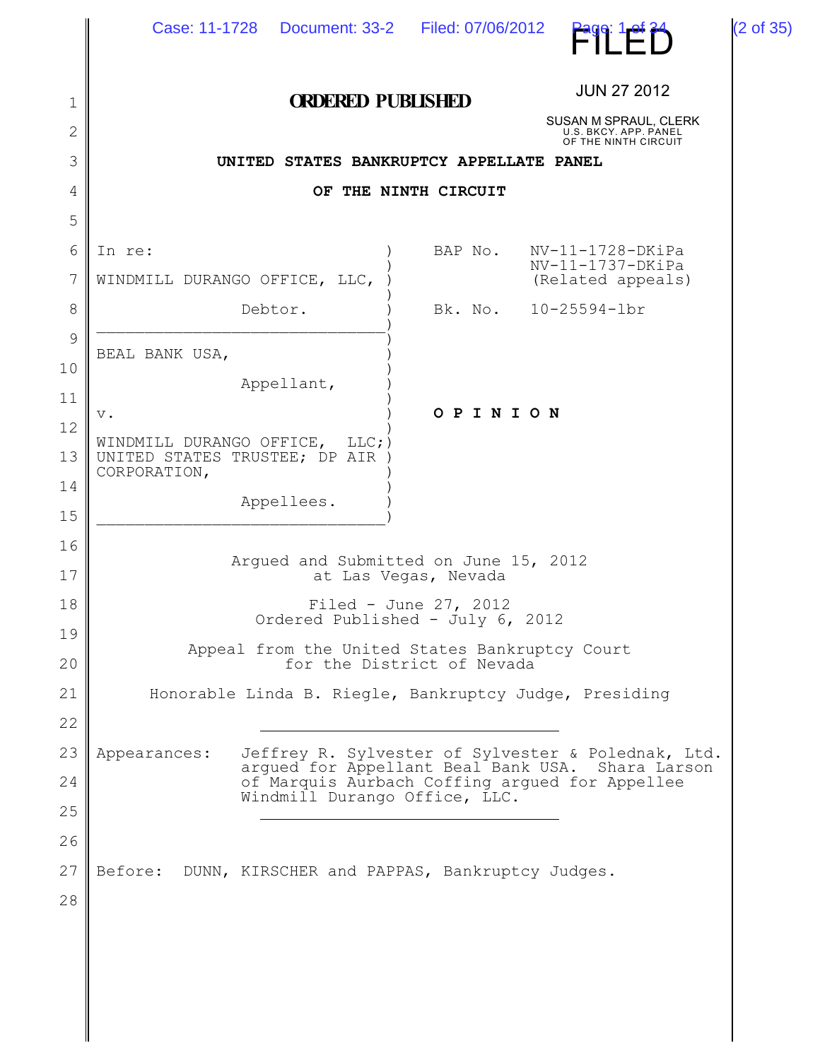FILED

JUN 27 2012

SUSAN M SPRAUL, CLERK
U.S. BKCY. APP. PANEL
OF THE NINTH CIRCUIT

**ORDERED PUBLISHED**

**UNITED STATES BANKRUPTCY APPELLATE PANEL**

**OF THE NINTH CIRCUIT**

| | |
|---|---|
| In re: | BAP No. NV-11-1728-DKiPa |
| WINDMILL DURANGO OFFICE, LLC, | NV-11-1737-DKiPa (Related appeals) |
| Debtor. | Bk. No. 10-25594-lbr |
| BEAL BANK USA, | |
| Appellant, | |
| v. | **O P I N I O N** |
| WINDMILL DURANGO OFFICE, LLC; UNITED STATES TRUSTEE; DP AIR CORPORATION, | |
| Appellees. | |

Argued and Submitted on June 15, 2012
at Las Vegas, Nevada

Filed - June 27, 2012
Ordered Published - July 6, 2012

Appeal from the United States Bankruptcy Court
for the District of Nevada

Honorable Linda B. Riegle, Bankruptcy Judge, Presiding

---

Appearances: Jeffrey R. Sylvester of Sylvester & Polednak, Ltd. argued for Appellant Beal Bank USA. Shara Larson of Marquis Aurbach Coffing argued for Appellee Windmill Durango Office, LLC.

---

Before: DUNN, KIRSCHER and PAPPAS, Bankruptcy Judges.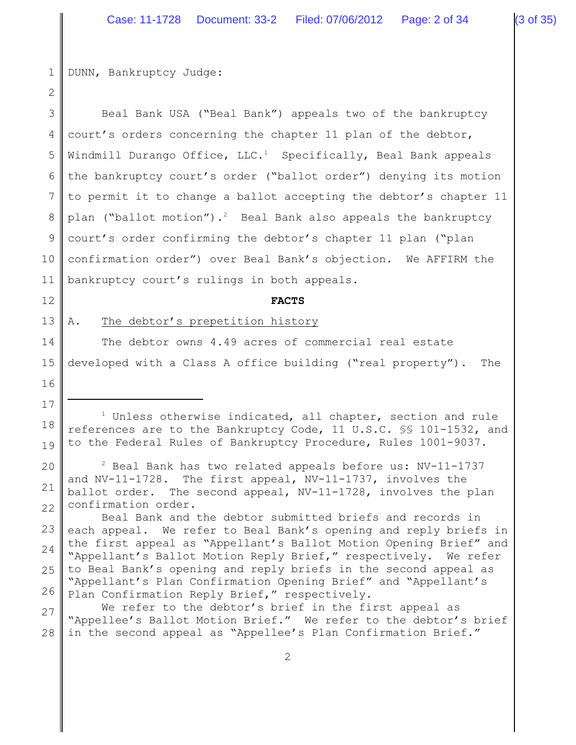DUNN, Bankruptcy Judge:

Beal Bank USA ("Beal Bank") appeals two of the bankruptcy court's orders concerning the chapter 11 plan of the debtor, Windmill Durango Office, LLC.[1] Specifically, Beal Bank appeals the bankruptcy court's order ("ballot order") denying its motion to permit it to change a ballot accepting the debtor's chapter 11 plan ("ballot motion").[2] Beal Bank also appeals the bankruptcy court's order confirming the debtor's chapter 11 plan ("plan confirmation order") over Beal Bank's objection. We AFFIRM the bankruptcy court's rulings in both appeals.

**FACTS**

A. The debtor's prepetition history

The debtor owns 4.49 acres of commercial real estate developed with a Class A office building ("real property"). The

---

[1] Unless otherwise indicated, all chapter, section and rule references are to the Bankruptcy Code, 11 U.S.C. §§ 101-1532, and to the Federal Rules of Bankruptcy Procedure, Rules 1001-9037.

[2] Beal Bank has two related appeals before us: NV-11-1737 and NV-11-1728. The first appeal, NV-11-1737, involves the ballot order. The second appeal, NV-11-1728, involves the plan confirmation order.

Beal Bank and the debtor submitted briefs and records in each appeal. We refer to Beal Bank's opening and reply briefs in the first appeal as "Appellant's Ballot Motion Opening Brief" and "Appellant's Ballot Motion Reply Brief," respectively. We refer to Beal Bank's opening and reply briefs in the second appeal as "Appellant's Plan Confirmation Opening Brief" and "Appellant's Plan Confirmation Reply Brief," respectively.

We refer to the debtor's brief in the first appeal as "Appellee's Ballot Motion Brief." We refer to the debtor's brief in the second appeal as "Appellee's Plan Confirmation Brief."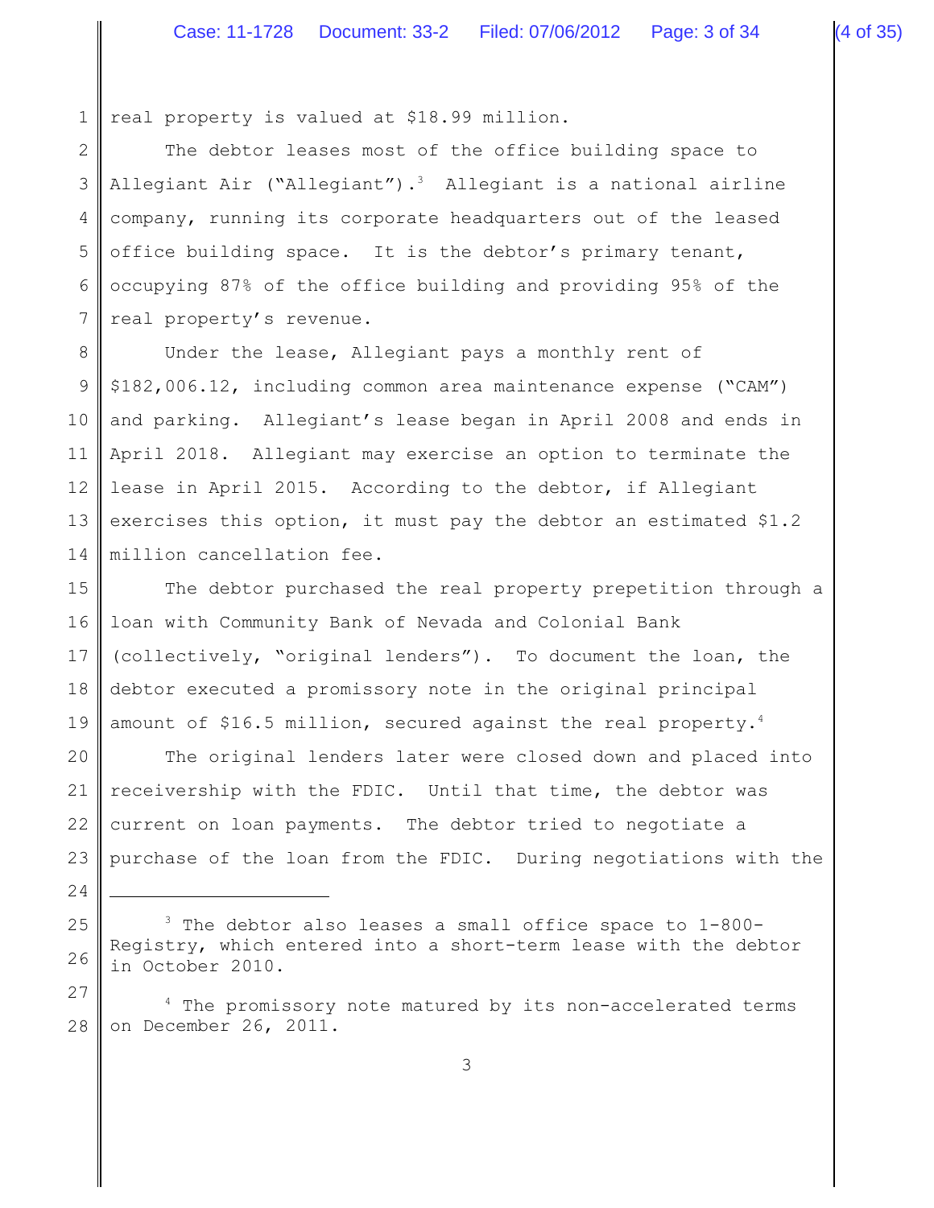real property is valued at $18.99 million.

The debtor leases most of the office building space to Allegiant Air ("Allegiant").[3] Allegiant is a national airline company, running its corporate headquarters out of the leased office building space. It is the debtor's primary tenant, occupying 87% of the office building and providing 95% of the real property's revenue.

Under the lease, Allegiant pays a monthly rent of $182,006.12, including common area maintenance expense ("CAM") and parking. Allegiant's lease began in April 2008 and ends in April 2018. Allegiant may exercise an option to terminate the lease in April 2015. According to the debtor, if Allegiant exercises this option, it must pay the debtor an estimated $1.2 million cancellation fee.

The debtor purchased the real property prepetition through a loan with Community Bank of Nevada and Colonial Bank (collectively, "original lenders"). To document the loan, the debtor executed a promissory note in the original principal amount of $16.5 million, secured against the real property.[4]

The original lenders later were closed down and placed into receivership with the FDIC. Until that time, the debtor was current on loan payments. The debtor tried to negotiate a purchase of the loan from the FDIC. During negotiations with the

---

[3] The debtor also leases a small office space to 1-800-Registry, which entered into a short-term lease with the debtor in October 2010.

[4] The promissory note matured by its non-accelerated terms on December 26, 2011.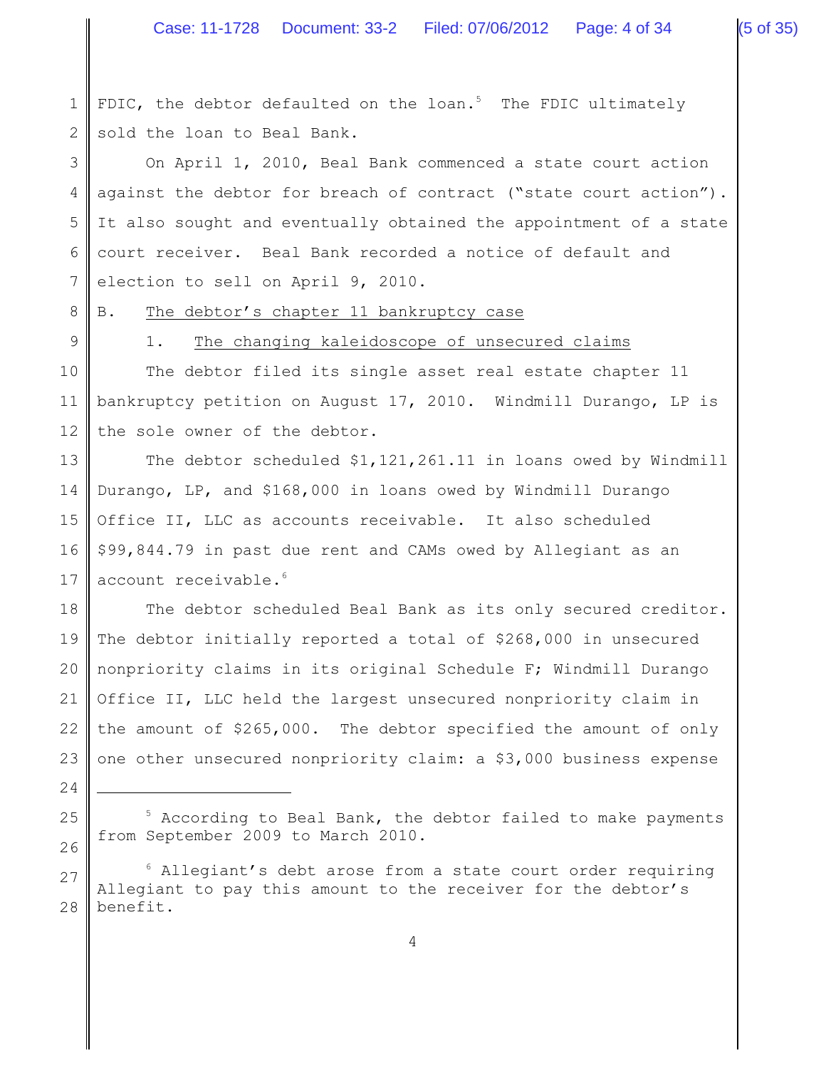FDIC, the debtor defaulted on the loan.[5] The FDIC ultimately sold the loan to Beal Bank.

On April 1, 2010, Beal Bank commenced a state court action against the debtor for breach of contract ("state court action"). It also sought and eventually obtained the appointment of a state court receiver. Beal Bank recorded a notice of default and election to sell on April 9, 2010.

B. The debtor's chapter 11 bankruptcy case

1. The changing kaleidoscope of unsecured claims

The debtor filed its single asset real estate chapter 11 bankruptcy petition on August 17, 2010. Windmill Durango, LP is the sole owner of the debtor.

The debtor scheduled $1,121,261.11 in loans owed by Windmill Durango, LP, and $168,000 in loans owed by Windmill Durango Office II, LLC as accounts receivable. It also scheduled $99,844.79 in past due rent and CAMs owed by Allegiant as an account receivable.[6]

The debtor scheduled Beal Bank as its only secured creditor. The debtor initially reported a total of $268,000 in unsecured nonpriority claims in its original Schedule F; Windmill Durango Office II, LLC held the largest unsecured nonpriority claim in the amount of $265,000. The debtor specified the amount of only one other unsecured nonpriority claim: a $3,000 business expense

---

[5] According to Beal Bank, the debtor failed to make payments from September 2009 to March 2010.

[6] Allegiant's debt arose from a state court order requiring Allegiant to pay this amount to the receiver for the debtor's benefit.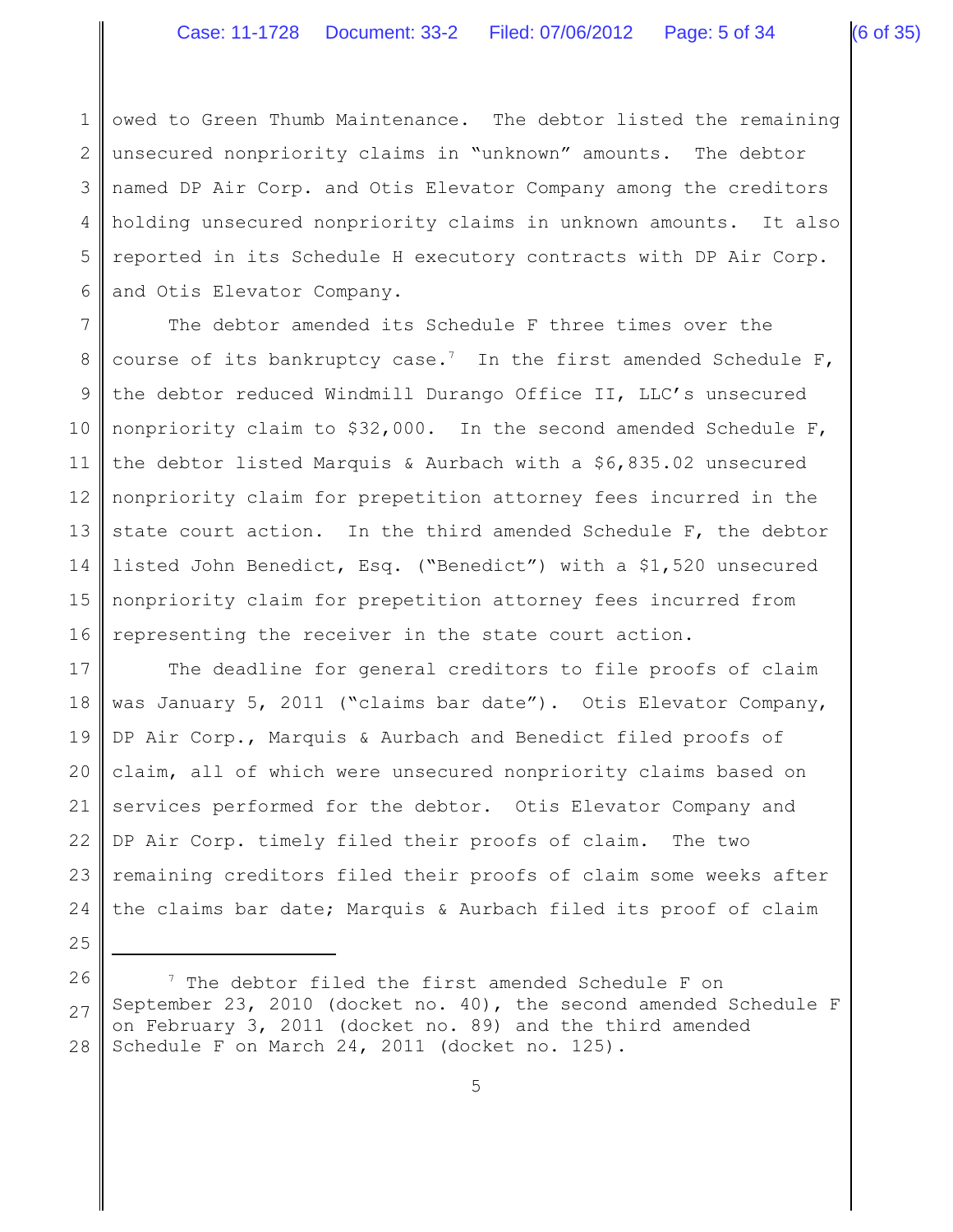owed to Green Thumb Maintenance. The debtor listed the remaining unsecured nonpriority claims in "unknown" amounts. The debtor named DP Air Corp. and Otis Elevator Company among the creditors holding unsecured nonpriority claims in unknown amounts. It also reported in its Schedule H executory contracts with DP Air Corp. and Otis Elevator Company.

The debtor amended its Schedule F three times over the course of its bankruptcy case.[7] In the first amended Schedule F, the debtor reduced Windmill Durango Office II, LLC's unsecured nonpriority claim to $32,000. In the second amended Schedule F, the debtor listed Marquis & Aurbach with a $6,835.02 unsecured nonpriority claim for prepetition attorney fees incurred in the state court action. In the third amended Schedule F, the debtor listed John Benedict, Esq. ("Benedict") with a $1,520 unsecured nonpriority claim for prepetition attorney fees incurred from representing the receiver in the state court action.

The deadline for general creditors to file proofs of claim was January 5, 2011 ("claims bar date"). Otis Elevator Company, DP Air Corp., Marquis & Aurbach and Benedict filed proofs of claim, all of which were unsecured nonpriority claims based on services performed for the debtor. Otis Elevator Company and DP Air Corp. timely filed their proofs of claim. The two remaining creditors filed their proofs of claim some weeks after the claims bar date; Marquis & Aurbach filed its proof of claim

---

[7] The debtor filed the first amended Schedule F on September 23, 2010 (docket no. 40), the second amended Schedule F on February 3, 2011 (docket no. 89) and the third amended Schedule F on March 24, 2011 (docket no. 125).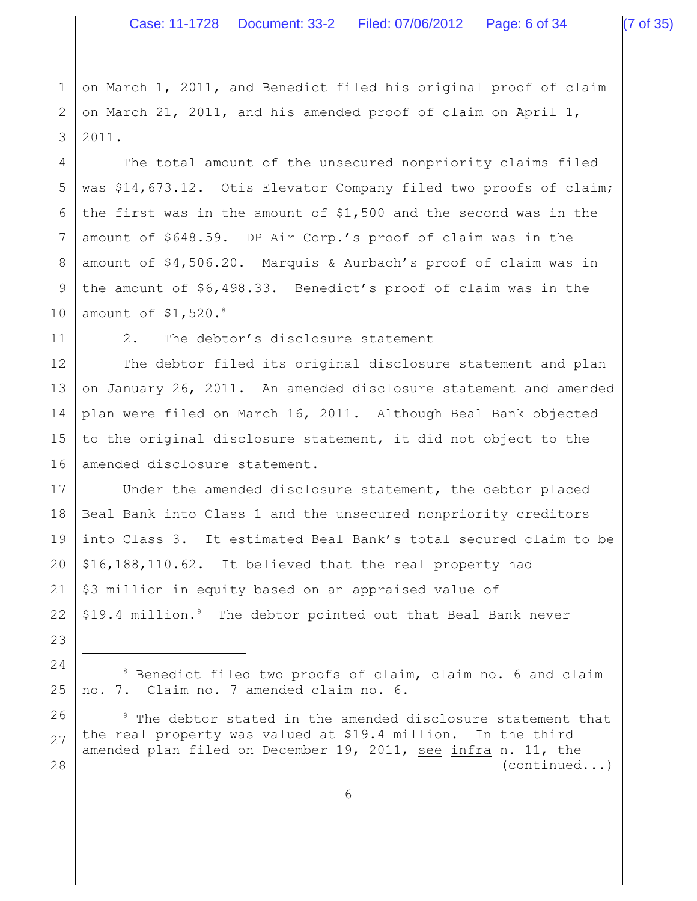on March 1, 2011, and Benedict filed his original proof of claim on March 21, 2011, and his amended proof of claim on April 1, 2011.

The total amount of the unsecured nonpriority claims filed was $14,673.12. Otis Elevator Company filed two proofs of claim; the first was in the amount of $1,500 and the second was in the amount of $648.59. DP Air Corp.'s proof of claim was in the amount of $4,506.20. Marquis & Aurbach's proof of claim was in the amount of $6,498.33. Benedict's proof of claim was in the amount of $1,520.[8]

2. <u>The debtor's disclosure statement</u>

The debtor filed its original disclosure statement and plan on January 26, 2011. An amended disclosure statement and amended plan were filed on March 16, 2011. Although Beal Bank objected to the original disclosure statement, it did not object to the amended disclosure statement.

Under the amended disclosure statement, the debtor placed Beal Bank into Class 1 and the unsecured nonpriority creditors into Class 3. It estimated Beal Bank's total secured claim to be $16,188,110.62. It believed that the real property had $3 million in equity based on an appraised value of $19.4 million.[9] The debtor pointed out that Beal Bank never

---

[8] Benedict filed two proofs of claim, claim no. 6 and claim no. 7. Claim no. 7 amended claim no. 6.

[9] The debtor stated in the amended disclosure statement that the real property was valued at $19.4 million. In the third amended plan filed on December 19, 2011, <u>see</u> <u>infra</u> n. 11, the (continued...)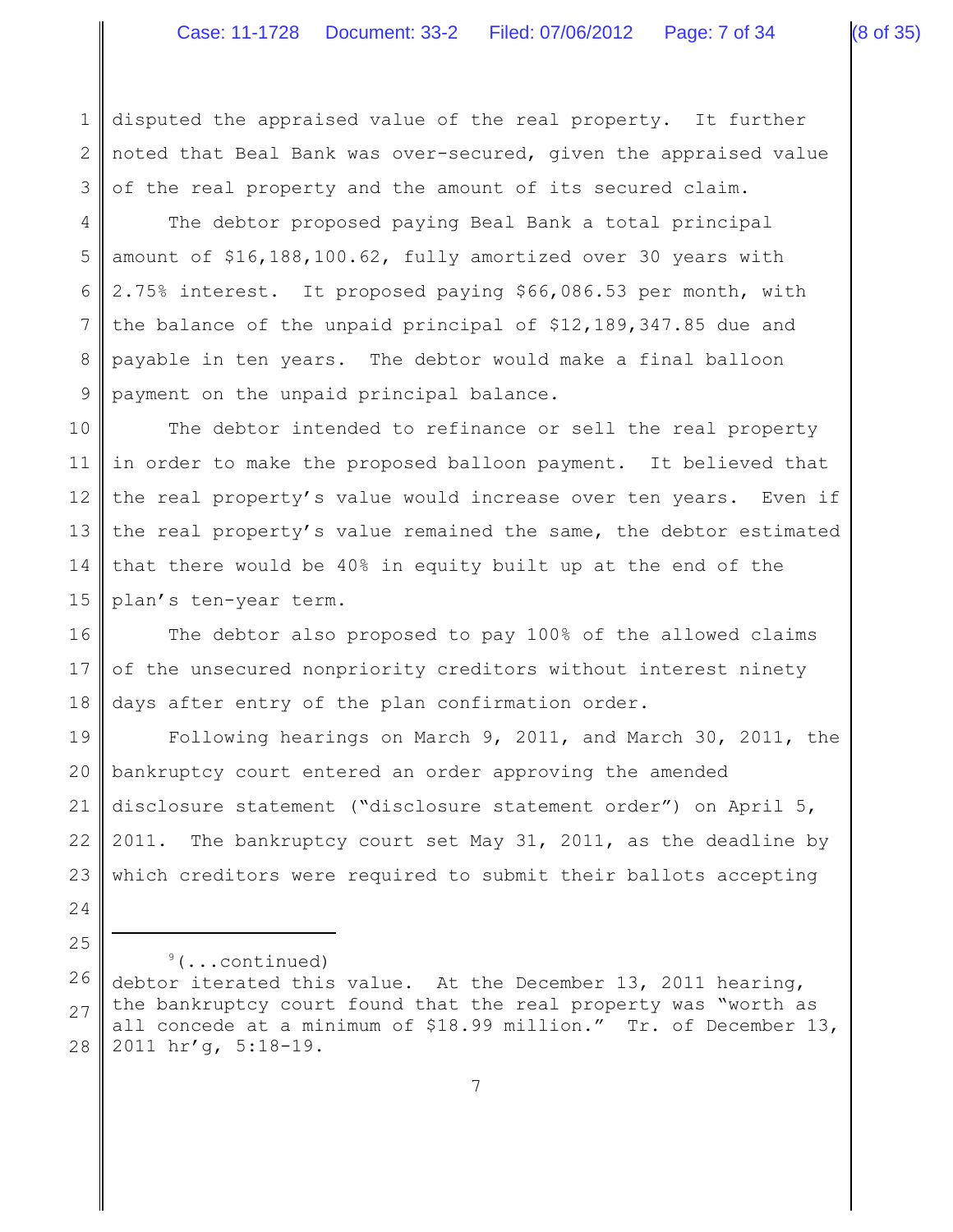disputed the appraised value of the real property. It further noted that Beal Bank was over-secured, given the appraised value of the real property and the amount of its secured claim.

The debtor proposed paying Beal Bank a total principal amount of $16,188,100.62, fully amortized over 30 years with 2.75% interest. It proposed paying $66,086.53 per month, with the balance of the unpaid principal of $12,189,347.85 due and payable in ten years. The debtor would make a final balloon payment on the unpaid principal balance.

The debtor intended to refinance or sell the real property in order to make the proposed balloon payment. It believed that the real property's value would increase over ten years. Even if the real property's value remained the same, the debtor estimated that there would be 40% in equity built up at the end of the plan's ten-year term.

The debtor also proposed to pay 100% of the allowed claims of the unsecured nonpriority creditors without interest ninety days after entry of the plan confirmation order.

Following hearings on March 9, 2011, and March 30, 2011, the bankruptcy court entered an order approving the amended disclosure statement ("disclosure statement order") on April 5, 2011. The bankruptcy court set May 31, 2011, as the deadline by which creditors were required to submit their ballots accepting

---

[9](...continued) debtor iterated this value. At the December 13, 2011 hearing, the bankruptcy court found that the real property was "worth as all concede at a minimum of $18.99 million." Tr. of December 13, 2011 hr'g, 5:18-19.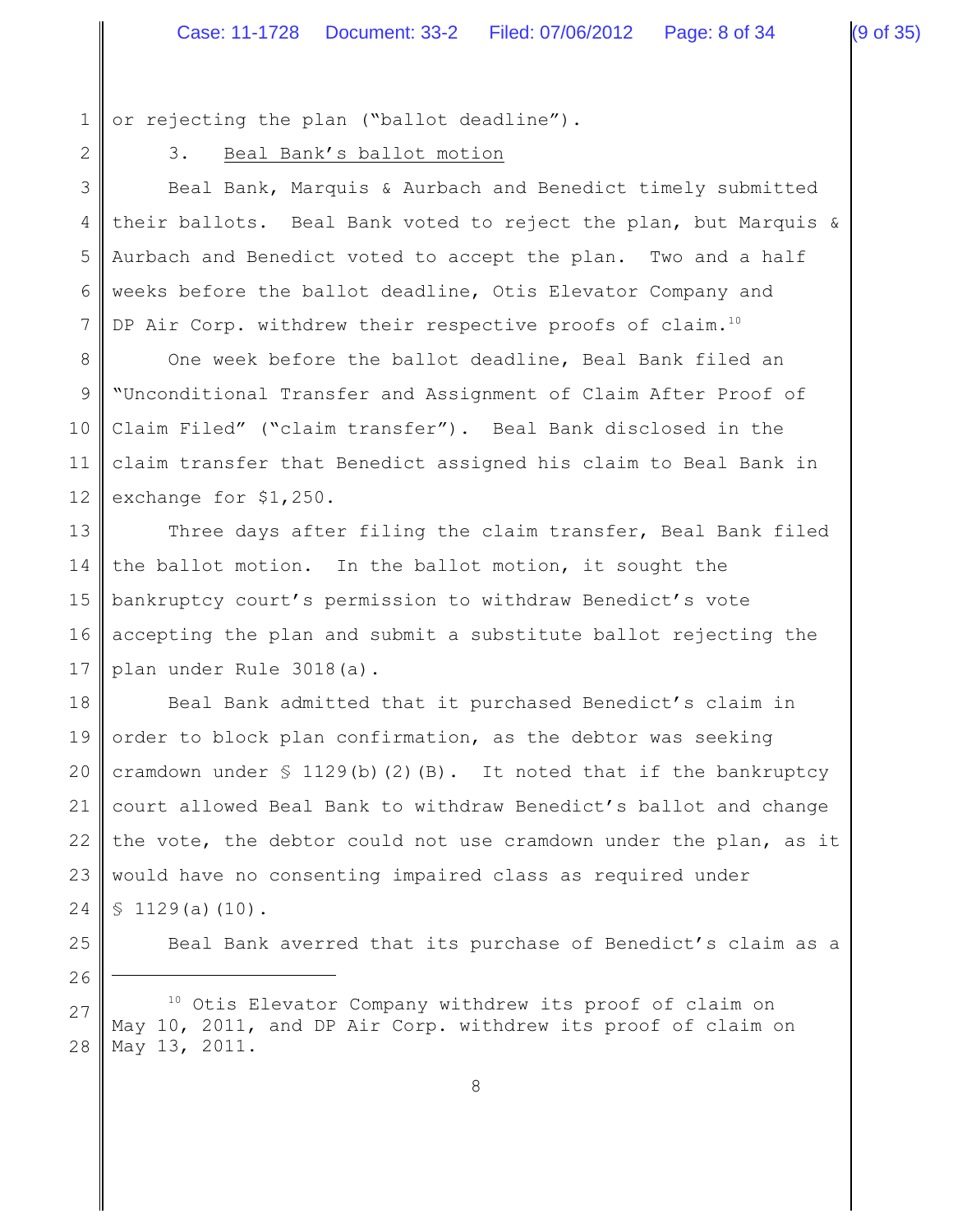or rejecting the plan ("ballot deadline").

3. Beal Bank's ballot motion

Beal Bank, Marquis & Aurbach and Benedict timely submitted their ballots. Beal Bank voted to reject the plan, but Marquis & Aurbach and Benedict voted to accept the plan. Two and a half weeks before the ballot deadline, Otis Elevator Company and DP Air Corp. withdrew their respective proofs of claim.[10]

One week before the ballot deadline, Beal Bank filed an "Unconditional Transfer and Assignment of Claim After Proof of Claim Filed" ("claim transfer"). Beal Bank disclosed in the claim transfer that Benedict assigned his claim to Beal Bank in exchange for $1,250.

Three days after filing the claim transfer, Beal Bank filed the ballot motion. In the ballot motion, it sought the bankruptcy court's permission to withdraw Benedict's vote accepting the plan and submit a substitute ballot rejecting the plan under Rule 3018(a).

Beal Bank admitted that it purchased Benedict's claim in order to block plan confirmation, as the debtor was seeking cramdown under § 1129(b)(2)(B). It noted that if the bankruptcy court allowed Beal Bank to withdraw Benedict's ballot and change the vote, the debtor could not use cramdown under the plan, as it would have no consenting impaired class as required under § 1129(a)(10).

Beal Bank averred that its purchase of Benedict's claim as a

---

[10] Otis Elevator Company withdrew its proof of claim on May 10, 2011, and DP Air Corp. withdrew its proof of claim on May 13, 2011.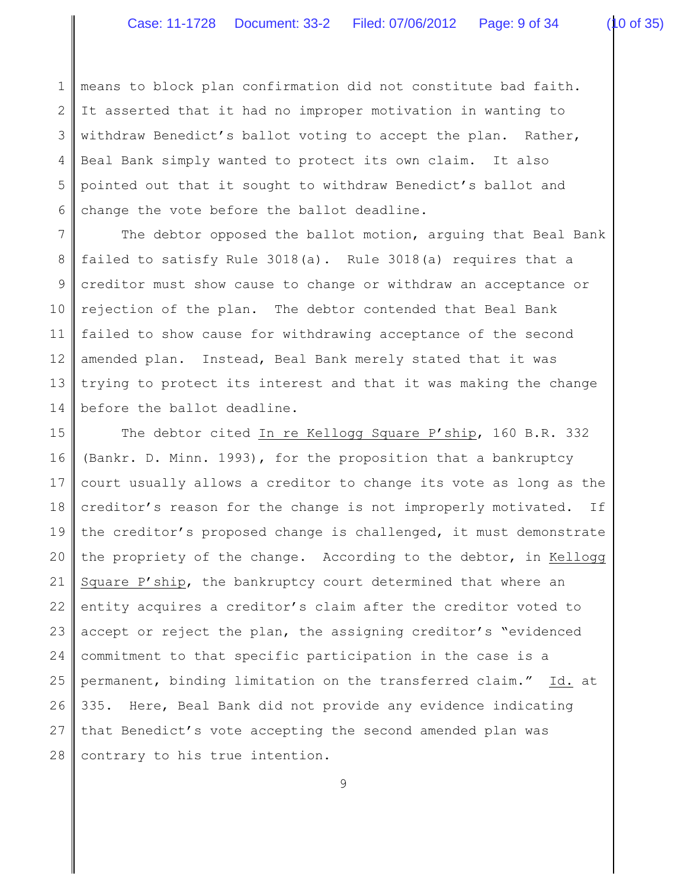means to block plan confirmation did not constitute bad faith. It asserted that it had no improper motivation in wanting to withdraw Benedict's ballot voting to accept the plan. Rather, Beal Bank simply wanted to protect its own claim. It also pointed out that it sought to withdraw Benedict's ballot and change the vote before the ballot deadline.

The debtor opposed the ballot motion, arguing that Beal Bank failed to satisfy Rule 3018(a). Rule 3018(a) requires that a creditor must show cause to change or withdraw an acceptance or rejection of the plan. The debtor contended that Beal Bank failed to show cause for withdrawing acceptance of the second amended plan. Instead, Beal Bank merely stated that it was trying to protect its interest and that it was making the change before the ballot deadline.

The debtor cited In re Kellogg Square P'ship, 160 B.R. 332 (Bankr. D. Minn. 1993), for the proposition that a bankruptcy court usually allows a creditor to change its vote as long as the creditor's reason for the change is not improperly motivated. If the creditor's proposed change is challenged, it must demonstrate the propriety of the change. According to the debtor, in Kellogg Square P'ship, the bankruptcy court determined that where an entity acquires a creditor's claim after the creditor voted to accept or reject the plan, the assigning creditor's "evidenced commitment to that specific participation in the case is a permanent, binding limitation on the transferred claim." Id. at 335. Here, Beal Bank did not provide any evidence indicating that Benedict's vote accepting the second amended plan was contrary to his true intention.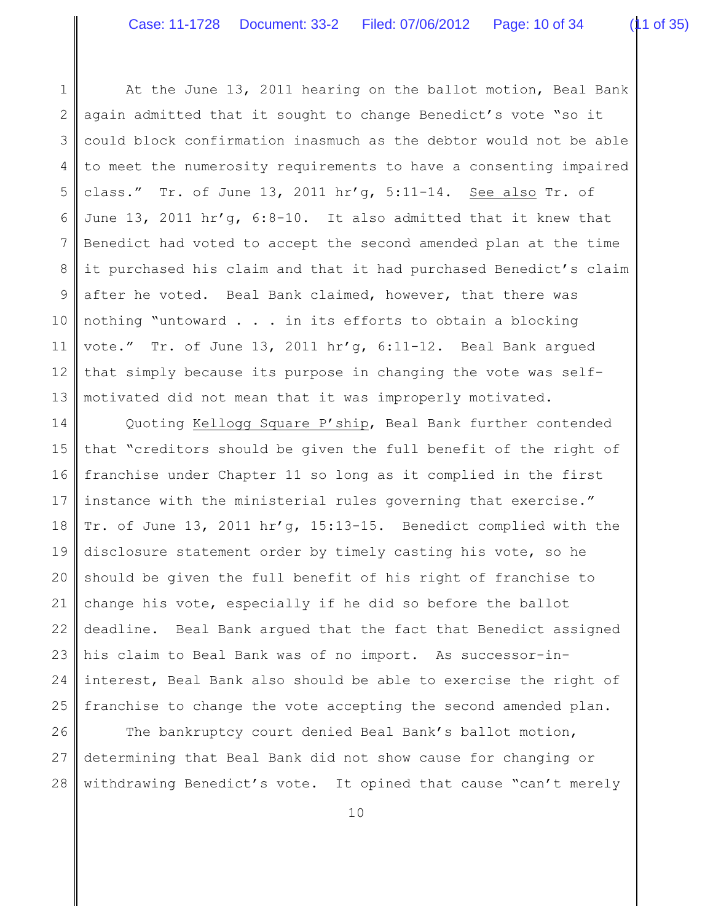At the June 13, 2011 hearing on the ballot motion, Beal Bank again admitted that it sought to change Benedict's vote "so it could block confirmation inasmuch as the debtor would not be able to meet the numerosity requirements to have a consenting impaired class." Tr. of June 13, 2011 hr'g, 5:11-14. See also Tr. of June 13, 2011 hr'g, 6:8-10. It also admitted that it knew that Benedict had voted to accept the second amended plan at the time it purchased his claim and that it had purchased Benedict's claim after he voted. Beal Bank claimed, however, that there was nothing "untoward . . . in its efforts to obtain a blocking vote." Tr. of June 13, 2011 hr'g, 6:11-12. Beal Bank argued that simply because its purpose in changing the vote was self-motivated did not mean that it was improperly motivated.

Quoting Kellogg Square P'ship, Beal Bank further contended that "creditors should be given the full benefit of the right of franchise under Chapter 11 so long as it complied in the first instance with the ministerial rules governing that exercise." Tr. of June 13, 2011 hr'g, 15:13-15. Benedict complied with the disclosure statement order by timely casting his vote, so he should be given the full benefit of his right of franchise to change his vote, especially if he did so before the ballot deadline. Beal Bank argued that the fact that Benedict assigned his claim to Beal Bank was of no import. As successor-in-interest, Beal Bank also should be able to exercise the right of franchise to change the vote accepting the second amended plan.

The bankruptcy court denied Beal Bank's ballot motion, determining that Beal Bank did not show cause for changing or withdrawing Benedict's vote. It opined that cause "can't merely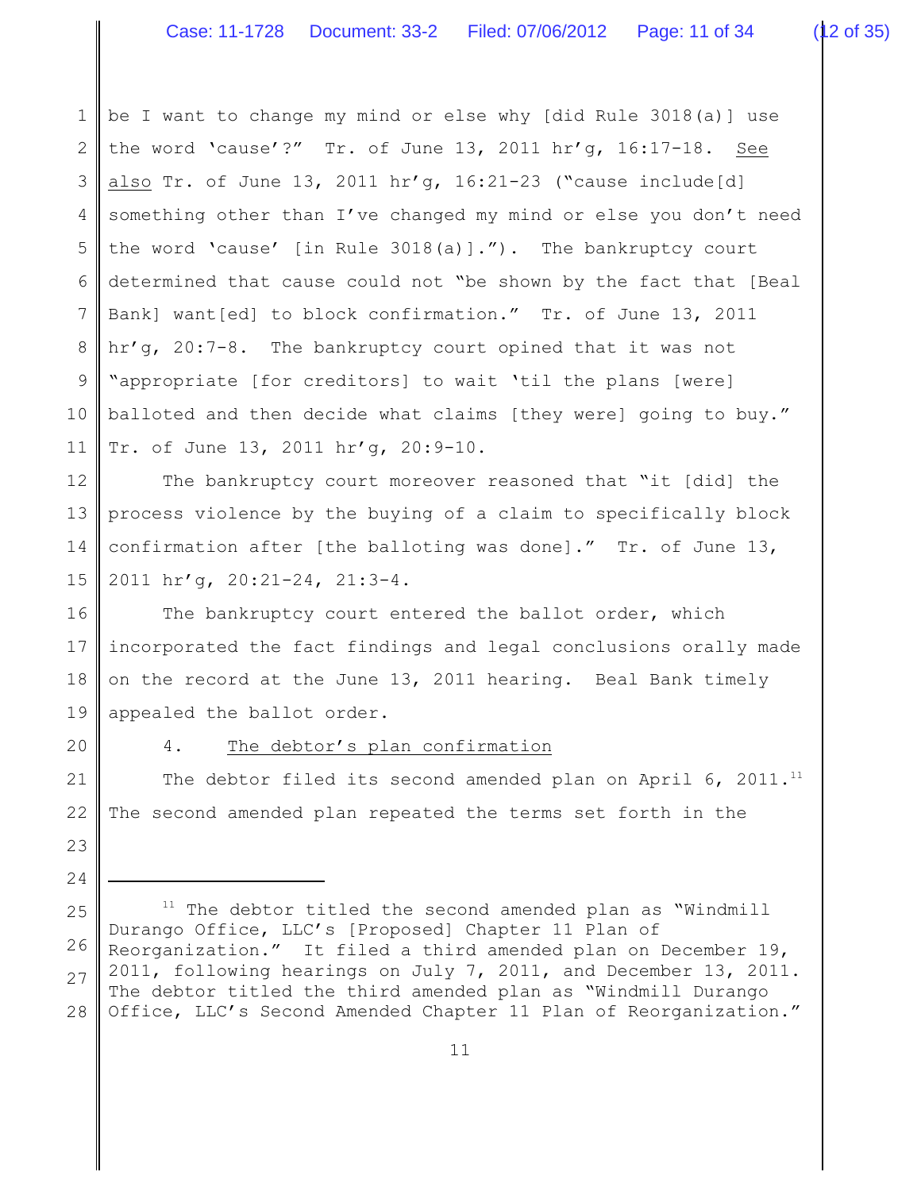be I want to change my mind or else why [did Rule 3018(a)] use the word 'cause'?" Tr. of June 13, 2011 hr'g, 16:17-18. See also Tr. of June 13, 2011 hr'g, 16:21-23 ("cause include[d] something other than I've changed my mind or else you don't need the word 'cause' [in Rule 3018(a)]."). The bankruptcy court determined that cause could not "be shown by the fact that [Beal Bank] want[ed] to block confirmation." Tr. of June 13, 2011 hr'g, 20:7-8. The bankruptcy court opined that it was not "appropriate [for creditors] to wait 'til the plans [were] balloted and then decide what claims [they were] going to buy." Tr. of June 13, 2011 hr'g, 20:9-10.

The bankruptcy court moreover reasoned that "it [did] the process violence by the buying of a claim to specifically block confirmation after [the balloting was done]." Tr. of June 13, 2011 hr'g, 20:21-24, 21:3-4.

The bankruptcy court entered the ballot order, which incorporated the fact findings and legal conclusions orally made on the record at the June 13, 2011 hearing. Beal Bank timely appealed the ballot order.

4. The debtor's plan confirmation

The debtor filed its second amended plan on April 6, 2011.[11] The second amended plan repeated the terms set forth in the

---

[11] The debtor titled the second amended plan as "Windmill Durango Office, LLC's [Proposed] Chapter 11 Plan of Reorganization." It filed a third amended plan on December 19, 2011, following hearings on July 7, 2011, and December 13, 2011. The debtor titled the third amended plan as "Windmill Durango Office, LLC's Second Amended Chapter 11 Plan of Reorganization."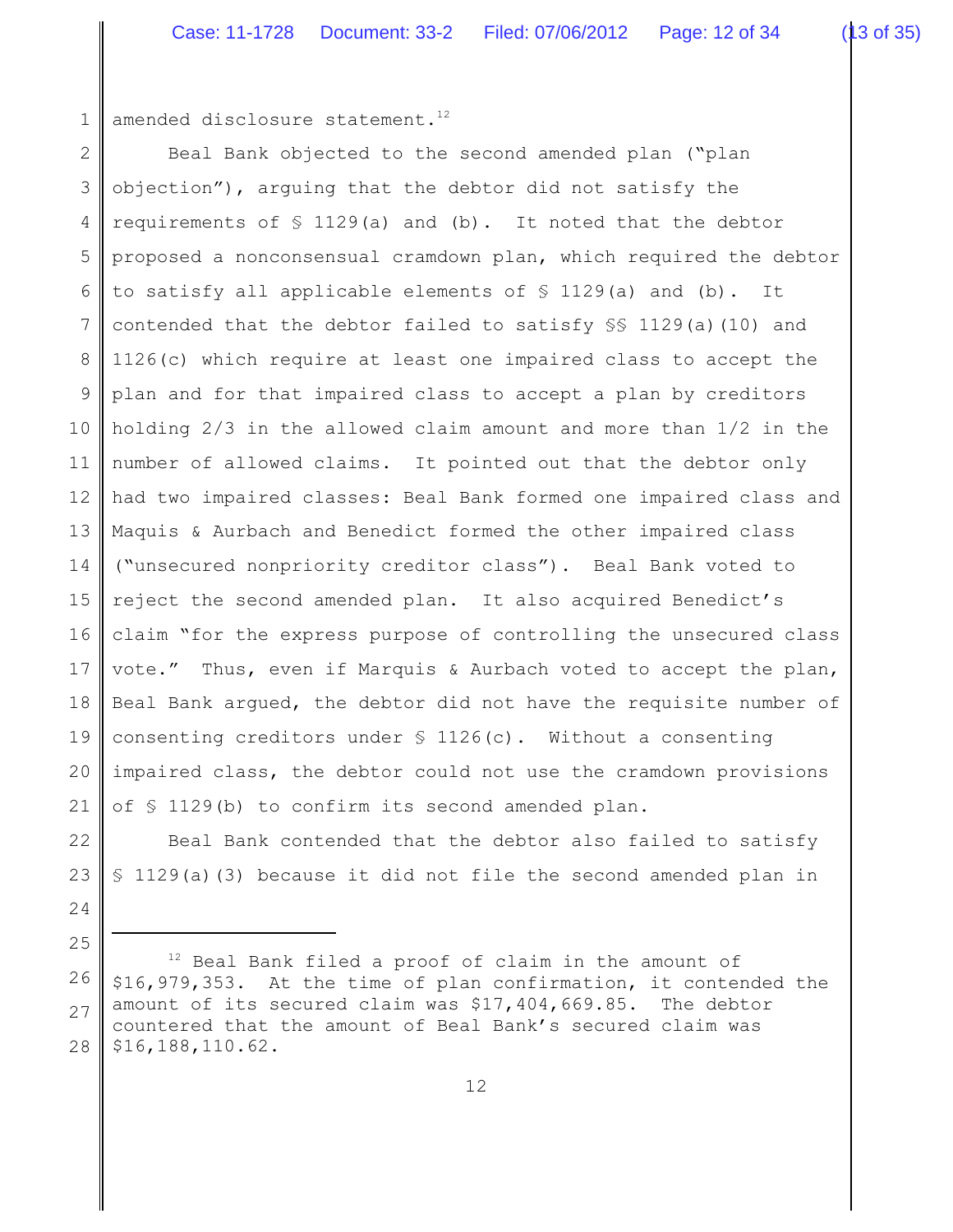amended disclosure statement.[12]

Beal Bank objected to the second amended plan ("plan objection"), arguing that the debtor did not satisfy the requirements of § 1129(a) and (b). It noted that the debtor proposed a nonconsensual cramdown plan, which required the debtor to satisfy all applicable elements of § 1129(a) and (b). It contended that the debtor failed to satisfy §§ 1129(a)(10) and 1126(c) which require at least one impaired class to accept the plan and for that impaired class to accept a plan by creditors holding 2/3 in the allowed claim amount and more than 1/2 in the number of allowed claims. It pointed out that the debtor only had two impaired classes: Beal Bank formed one impaired class and Maquis & Aurbach and Benedict formed the other impaired class ("unsecured nonpriority creditor class"). Beal Bank voted to reject the second amended plan. It also acquired Benedict's claim "for the express purpose of controlling the unsecured class vote." Thus, even if Marquis & Aurbach voted to accept the plan, Beal Bank argued, the debtor did not have the requisite number of consenting creditors under § 1126(c). Without a consenting impaired class, the debtor could not use the cramdown provisions of § 1129(b) to confirm its second amended plan.

Beal Bank contended that the debtor also failed to satisfy § 1129(a)(3) because it did not file the second amended plan in

---

[12] Beal Bank filed a proof of claim in the amount of $16,979,353. At the time of plan confirmation, it contended the amount of its secured claim was $17,404,669.85. The debtor countered that the amount of Beal Bank's secured claim was $16,188,110.62.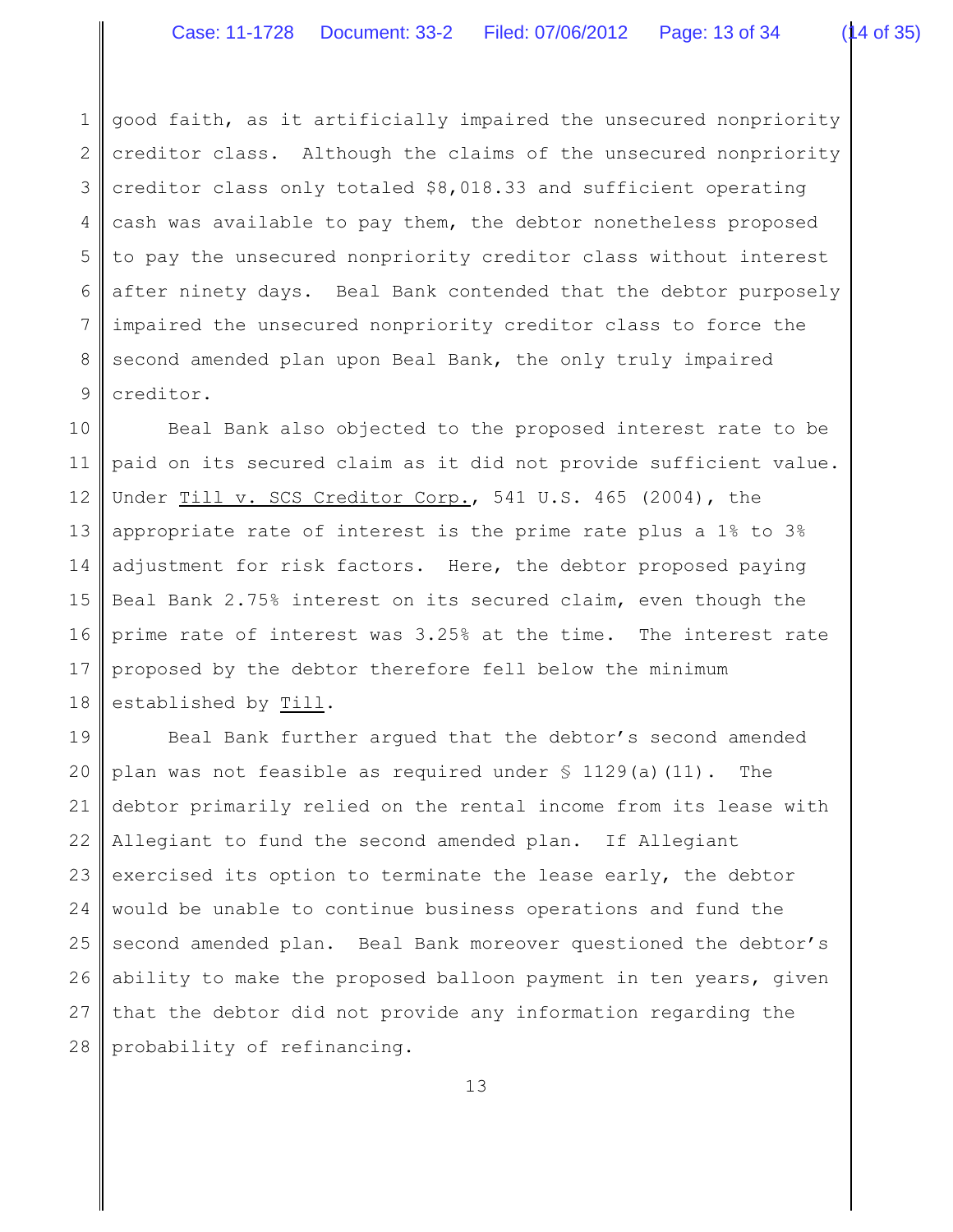good faith, as it artificially impaired the unsecured nonpriority creditor class. Although the claims of the unsecured nonpriority creditor class only totaled $8,018.33 and sufficient operating cash was available to pay them, the debtor nonetheless proposed to pay the unsecured nonpriority creditor class without interest after ninety days. Beal Bank contended that the debtor purposely impaired the unsecured nonpriority creditor class to force the second amended plan upon Beal Bank, the only truly impaired creditor.

Beal Bank also objected to the proposed interest rate to be paid on its secured claim as it did not provide sufficient value. Under Till v. SCS Creditor Corp., 541 U.S. 465 (2004), the appropriate rate of interest is the prime rate plus a 1% to 3% adjustment for risk factors. Here, the debtor proposed paying Beal Bank 2.75% interest on its secured claim, even though the prime rate of interest was 3.25% at the time. The interest rate proposed by the debtor therefore fell below the minimum established by Till.

Beal Bank further argued that the debtor's second amended plan was not feasible as required under § 1129(a)(11). The debtor primarily relied on the rental income from its lease with Allegiant to fund the second amended plan. If Allegiant exercised its option to terminate the lease early, the debtor would be unable to continue business operations and fund the second amended plan. Beal Bank moreover questioned the debtor's ability to make the proposed balloon payment in ten years, given that the debtor did not provide any information regarding the probability of refinancing.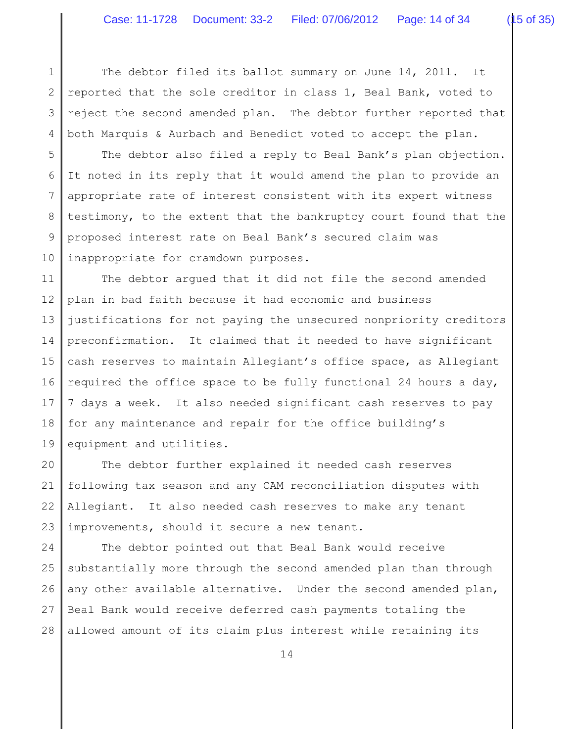The debtor filed its ballot summary on June 14, 2011. It reported that the sole creditor in class 1, Beal Bank, voted to reject the second amended plan. The debtor further reported that both Marquis & Aurbach and Benedict voted to accept the plan.

The debtor also filed a reply to Beal Bank's plan objection. It noted in its reply that it would amend the plan to provide an appropriate rate of interest consistent with its expert witness testimony, to the extent that the bankruptcy court found that the proposed interest rate on Beal Bank's secured claim was inappropriate for cramdown purposes.

The debtor argued that it did not file the second amended plan in bad faith because it had economic and business justifications for not paying the unsecured nonpriority creditors preconfirmation. It claimed that it needed to have significant cash reserves to maintain Allegiant's office space, as Allegiant required the office space to be fully functional 24 hours a day, 7 days a week. It also needed significant cash reserves to pay for any maintenance and repair for the office building's equipment and utilities.

The debtor further explained it needed cash reserves following tax season and any CAM reconciliation disputes with Allegiant. It also needed cash reserves to make any tenant improvements, should it secure a new tenant.

The debtor pointed out that Beal Bank would receive substantially more through the second amended plan than through any other available alternative. Under the second amended plan, Beal Bank would receive deferred cash payments totaling the allowed amount of its claim plus interest while retaining its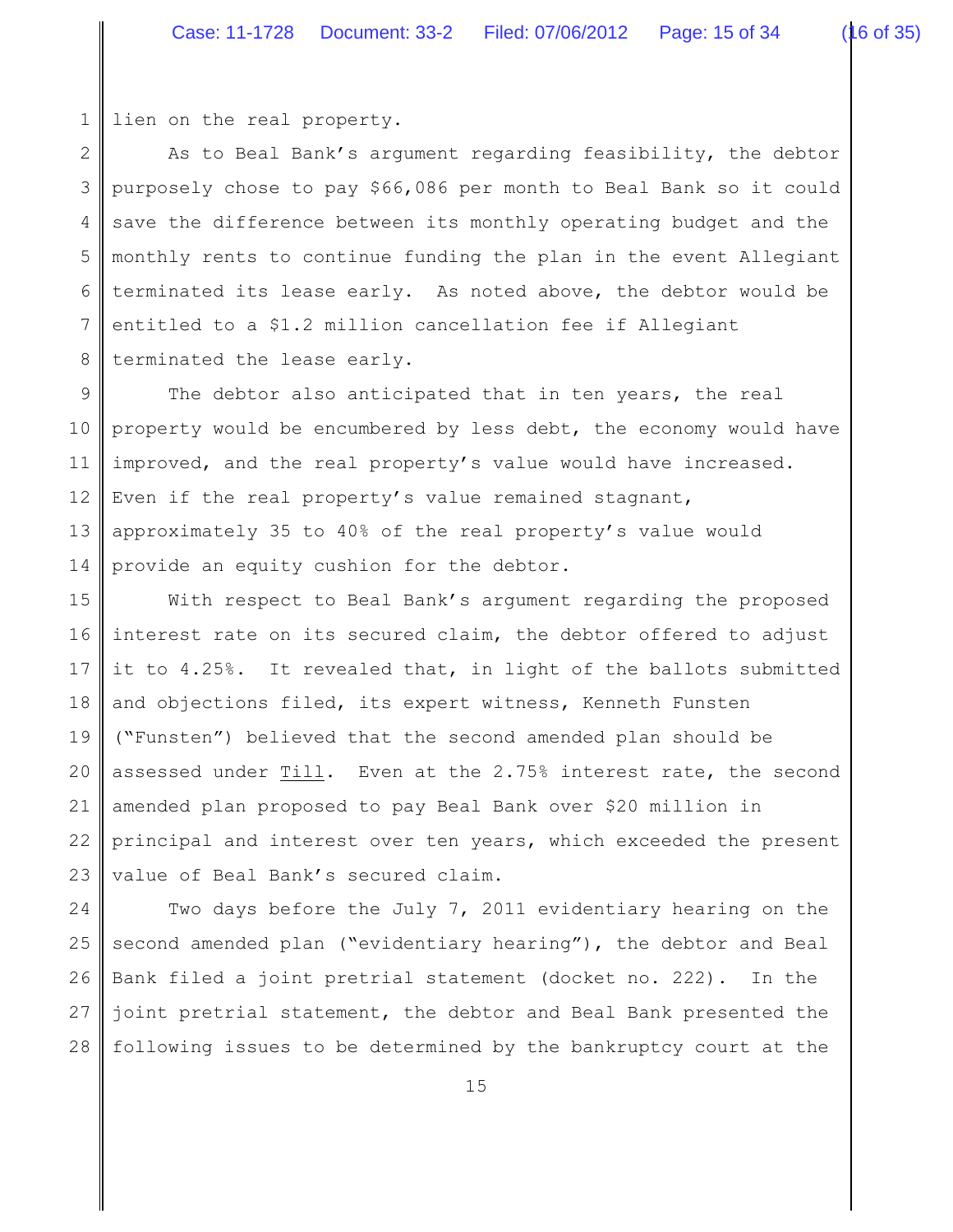lien on the real property.

As to Beal Bank's argument regarding feasibility, the debtor purposely chose to pay $66,086 per month to Beal Bank so it could save the difference between its monthly operating budget and the monthly rents to continue funding the plan in the event Allegiant terminated its lease early. As noted above, the debtor would be entitled to a $1.2 million cancellation fee if Allegiant terminated the lease early.

The debtor also anticipated that in ten years, the real property would be encumbered by less debt, the economy would have improved, and the real property's value would have increased. Even if the real property's value remained stagnant, approximately 35 to 40% of the real property's value would provide an equity cushion for the debtor.

With respect to Beal Bank's argument regarding the proposed interest rate on its secured claim, the debtor offered to adjust it to 4.25%. It revealed that, in light of the ballots submitted and objections filed, its expert witness, Kenneth Funsten ("Funsten") believed that the second amended plan should be assessed under Till. Even at the 2.75% interest rate, the second amended plan proposed to pay Beal Bank over $20 million in principal and interest over ten years, which exceeded the present value of Beal Bank's secured claim.

Two days before the July 7, 2011 evidentiary hearing on the second amended plan ("evidentiary hearing"), the debtor and Beal Bank filed a joint pretrial statement (docket no. 222). In the joint pretrial statement, the debtor and Beal Bank presented the following issues to be determined by the bankruptcy court at the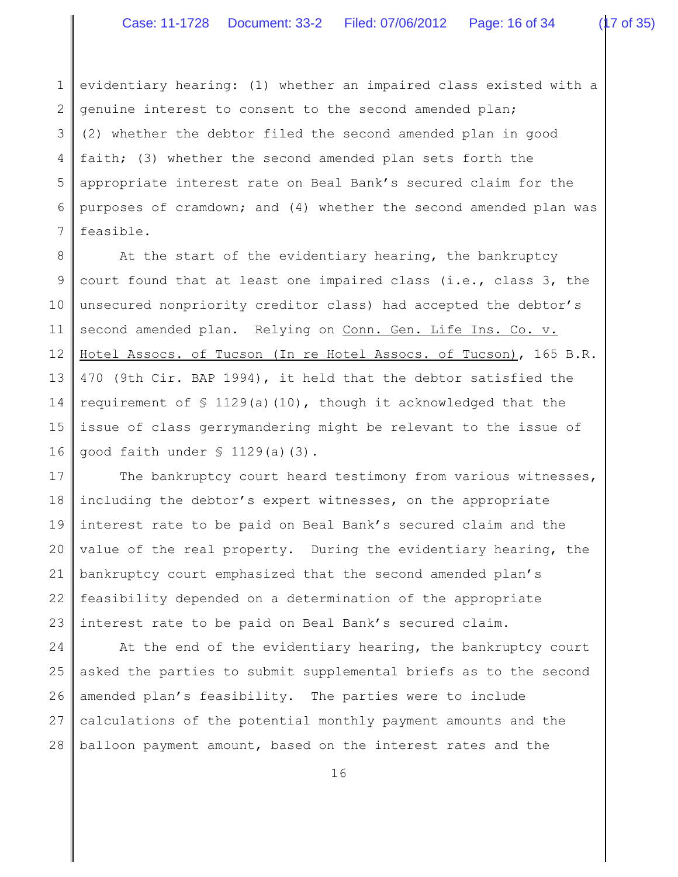evidentiary hearing: (1) whether an impaired class existed with a genuine interest to consent to the second amended plan; (2) whether the debtor filed the second amended plan in good faith; (3) whether the second amended plan sets forth the appropriate interest rate on Beal Bank's secured claim for the purposes of cramdown; and (4) whether the second amended plan was feasible.

At the start of the evidentiary hearing, the bankruptcy court found that at least one impaired class (i.e., class 3, the unsecured nonpriority creditor class) had accepted the debtor's second amended plan. Relying on Conn. Gen. Life Ins. Co. v. Hotel Assocs. of Tucson (In re Hotel Assocs. of Tucson), 165 B.R. 470 (9th Cir. BAP 1994), it held that the debtor satisfied the requirement of § 1129(a)(10), though it acknowledged that the issue of class gerrymandering might be relevant to the issue of good faith under § 1129(a)(3).

The bankruptcy court heard testimony from various witnesses, including the debtor's expert witnesses, on the appropriate interest rate to be paid on Beal Bank's secured claim and the value of the real property. During the evidentiary hearing, the bankruptcy court emphasized that the second amended plan's feasibility depended on a determination of the appropriate interest rate to be paid on Beal Bank's secured claim.

At the end of the evidentiary hearing, the bankruptcy court asked the parties to submit supplemental briefs as to the second amended plan's feasibility. The parties were to include calculations of the potential monthly payment amounts and the balloon payment amount, based on the interest rates and the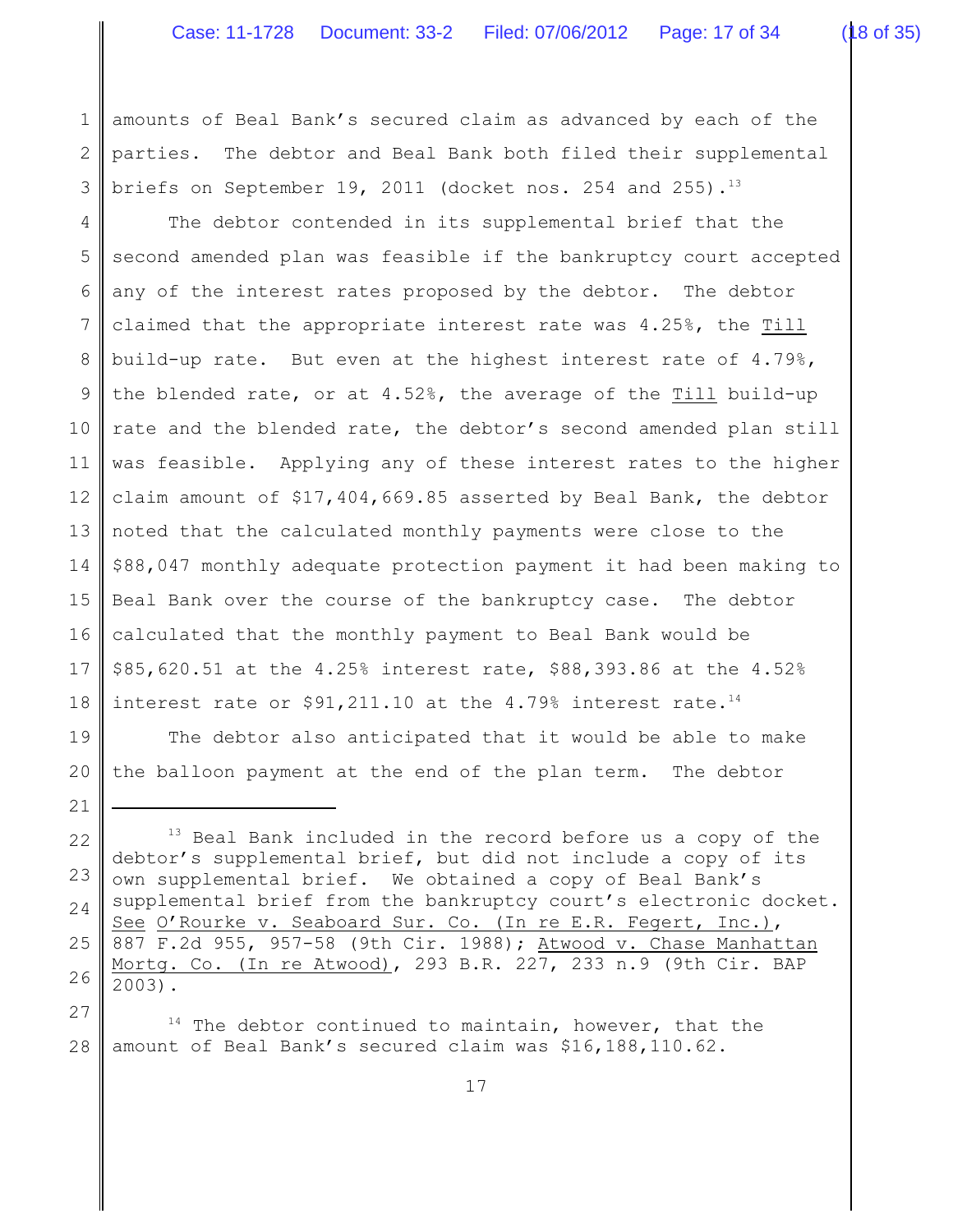amounts of Beal Bank's secured claim as advanced by each of the parties. The debtor and Beal Bank both filed their supplemental briefs on September 19, 2011 (docket nos. 254 and 255).[13]

The debtor contended in its supplemental brief that the second amended plan was feasible if the bankruptcy court accepted any of the interest rates proposed by the debtor. The debtor claimed that the appropriate interest rate was 4.25%, the Till build-up rate. But even at the highest interest rate of 4.79%, the blended rate, or at 4.52%, the average of the Till build-up rate and the blended rate, the debtor's second amended plan still was feasible. Applying any of these interest rates to the higher claim amount of $17,404,669.85 asserted by Beal Bank, the debtor noted that the calculated monthly payments were close to the $88,047 monthly adequate protection payment it had been making to Beal Bank over the course of the bankruptcy case. The debtor calculated that the monthly payment to Beal Bank would be $85,620.51 at the 4.25% interest rate, $88,393.86 at the 4.52% interest rate or $91,211.10 at the 4.79% interest rate.[14]

The debtor also anticipated that it would be able to make the balloon payment at the end of the plan term. The debtor

---

[13] Beal Bank included in the record before us a copy of the debtor's supplemental brief, but did not include a copy of its own supplemental brief. We obtained a copy of Beal Bank's supplemental brief from the bankruptcy court's electronic docket. See O'Rourke v. Seaboard Sur. Co. (In re E.R. Fegert, Inc.), 887 F.2d 955, 957-58 (9th Cir. 1988); Atwood v. Chase Manhattan Mortg. Co. (In re Atwood), 293 B.R. 227, 233 n.9 (9th Cir. BAP 2003).

[14] The debtor continued to maintain, however, that the amount of Beal Bank's secured claim was $16,188,110.62.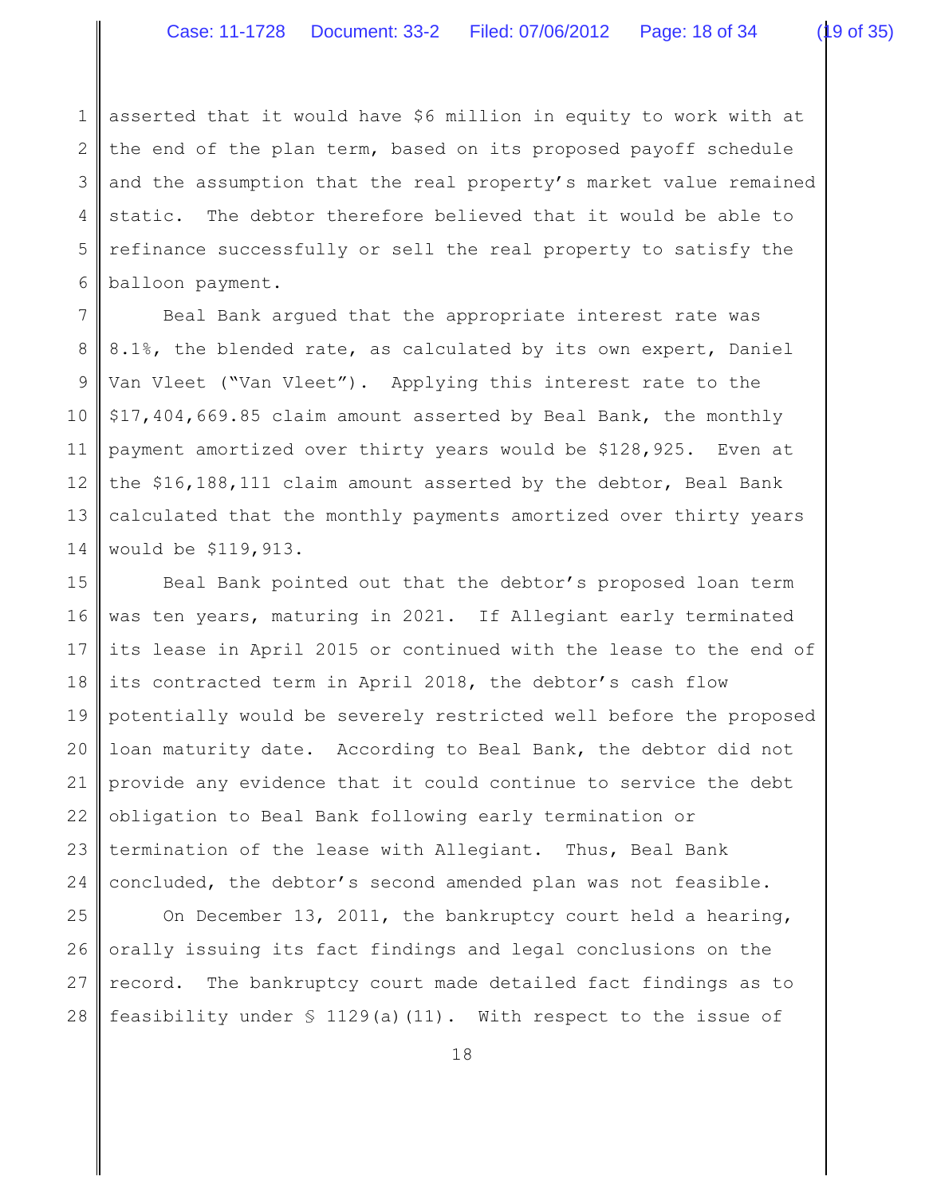asserted that it would have $6 million in equity to work with at the end of the plan term, based on its proposed payoff schedule and the assumption that the real property's market value remained static. The debtor therefore believed that it would be able to refinance successfully or sell the real property to satisfy the balloon payment.

Beal Bank argued that the appropriate interest rate was 8.1%, the blended rate, as calculated by its own expert, Daniel Van Vleet ("Van Vleet"). Applying this interest rate to the $17,404,669.85 claim amount asserted by Beal Bank, the monthly payment amortized over thirty years would be $128,925. Even at the $16,188,111 claim amount asserted by the debtor, Beal Bank calculated that the monthly payments amortized over thirty years would be $119,913.

Beal Bank pointed out that the debtor's proposed loan term was ten years, maturing in 2021. If Allegiant early terminated its lease in April 2015 or continued with the lease to the end of its contracted term in April 2018, the debtor's cash flow potentially would be severely restricted well before the proposed loan maturity date. According to Beal Bank, the debtor did not provide any evidence that it could continue to service the debt obligation to Beal Bank following early termination or termination of the lease with Allegiant. Thus, Beal Bank concluded, the debtor's second amended plan was not feasible.

On December 13, 2011, the bankruptcy court held a hearing, orally issuing its fact findings and legal conclusions on the record. The bankruptcy court made detailed fact findings as to feasibility under § 1129(a)(11). With respect to the issue of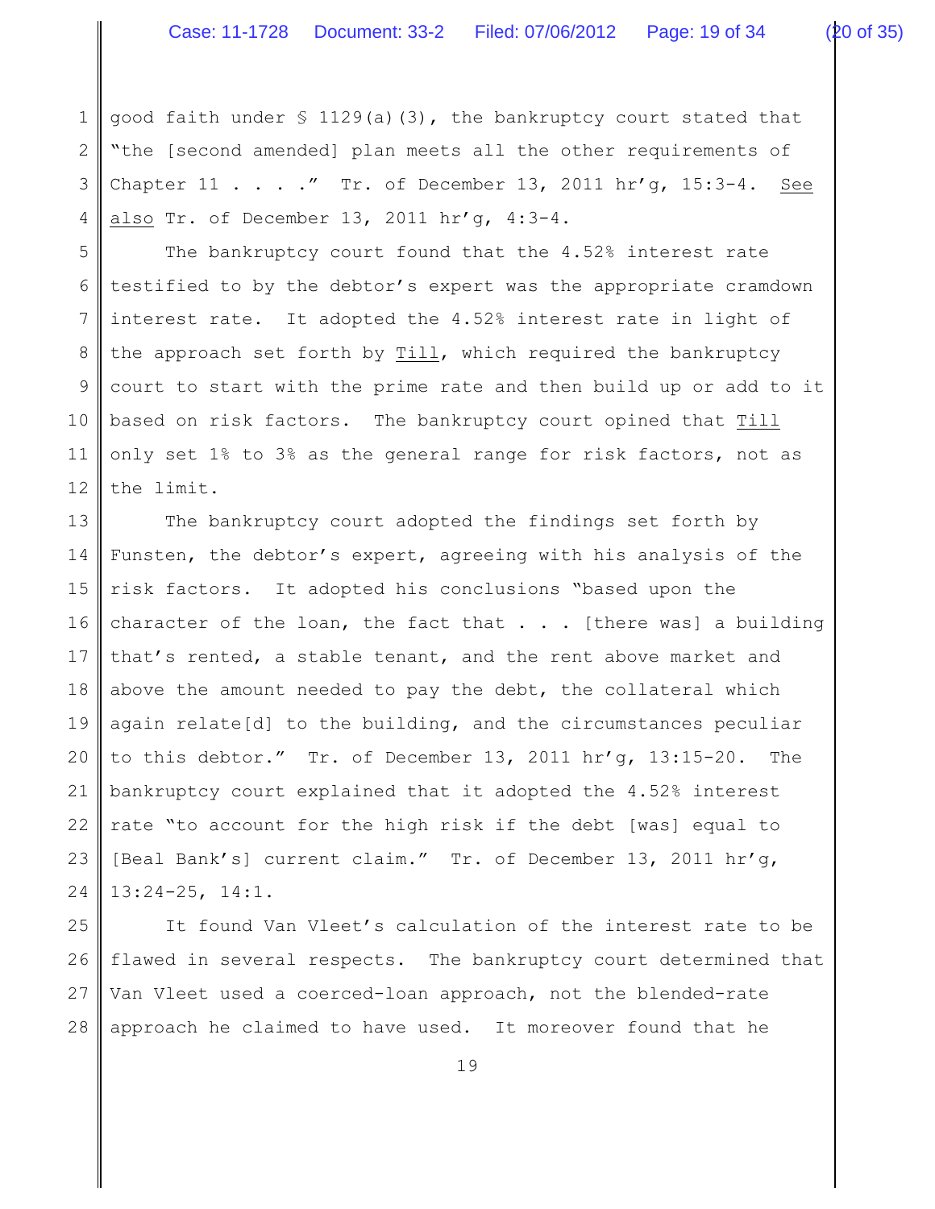good faith under § 1129(a)(3), the bankruptcy court stated that "the [second amended] plan meets all the other requirements of Chapter 11 . . . ." Tr. of December 13, 2011 hr'g, 15:3-4. See also Tr. of December 13, 2011 hr'g, 4:3-4.

The bankruptcy court found that the 4.52% interest rate testified to by the debtor's expert was the appropriate cramdown interest rate. It adopted the 4.52% interest rate in light of the approach set forth by Till, which required the bankruptcy court to start with the prime rate and then build up or add to it based on risk factors. The bankruptcy court opined that Till only set 1% to 3% as the general range for risk factors, not as the limit.

The bankruptcy court adopted the findings set forth by Funsten, the debtor's expert, agreeing with his analysis of the risk factors. It adopted his conclusions "based upon the character of the loan, the fact that . . . [there was] a building that's rented, a stable tenant, and the rent above market and above the amount needed to pay the debt, the collateral which again relate[d] to the building, and the circumstances peculiar to this debtor." Tr. of December 13, 2011 hr'g, 13:15-20. The bankruptcy court explained that it adopted the 4.52% interest rate "to account for the high risk if the debt [was] equal to [Beal Bank's] current claim." Tr. of December 13, 2011 hr'g, 13:24-25, 14:1.

It found Van Vleet's calculation of the interest rate to be flawed in several respects. The bankruptcy court determined that Van Vleet used a coerced-loan approach, not the blended-rate approach he claimed to have used. It moreover found that he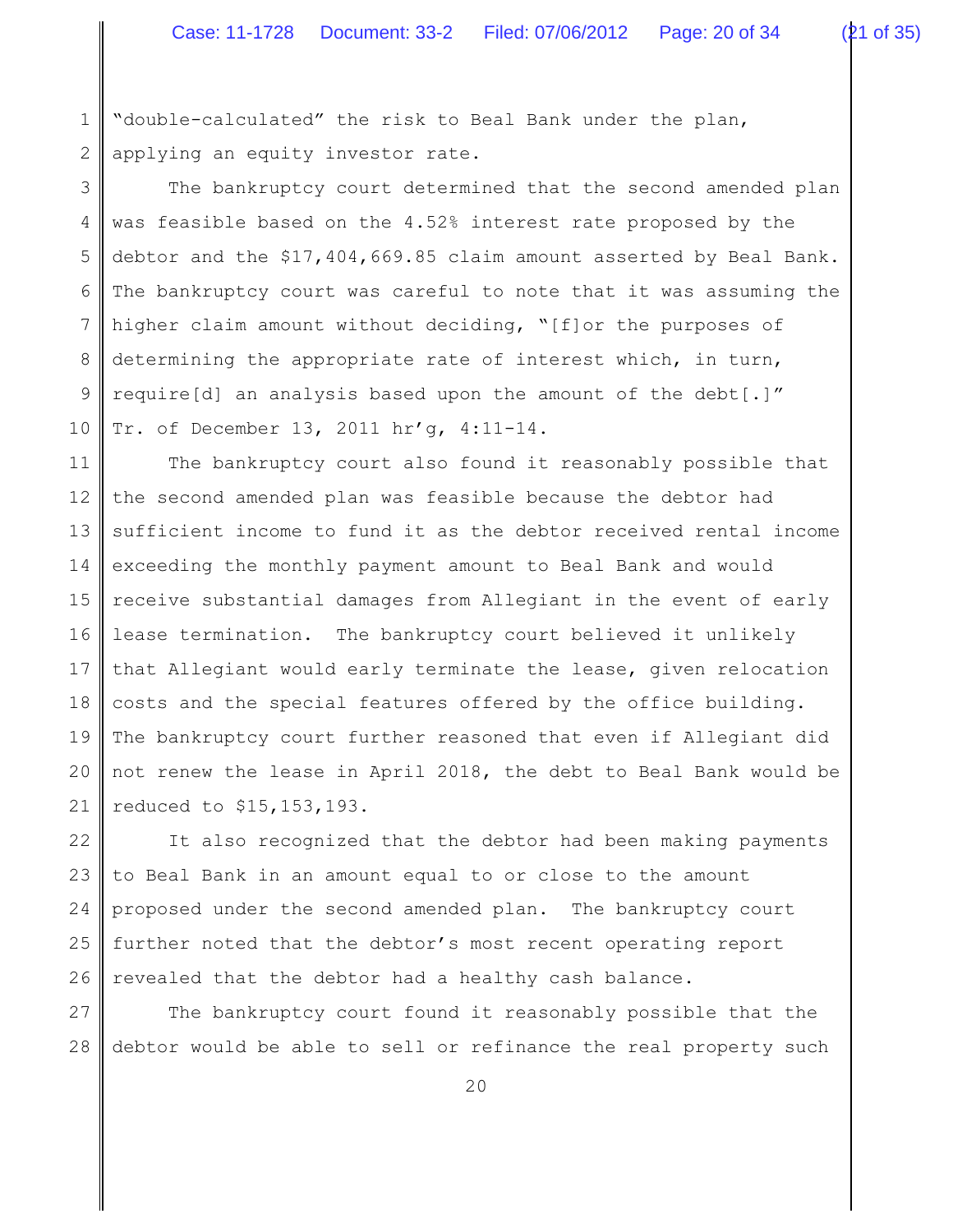"double-calculated" the risk to Beal Bank under the plan, applying an equity investor rate.

The bankruptcy court determined that the second amended plan was feasible based on the 4.52% interest rate proposed by the debtor and the $17,404,669.85 claim amount asserted by Beal Bank. The bankruptcy court was careful to note that it was assuming the higher claim amount without deciding, "[f]or the purposes of determining the appropriate rate of interest which, in turn, require[d] an analysis based upon the amount of the debt[.]" Tr. of December 13, 2011 hr'g, 4:11-14.

The bankruptcy court also found it reasonably possible that the second amended plan was feasible because the debtor had sufficient income to fund it as the debtor received rental income exceeding the monthly payment amount to Beal Bank and would receive substantial damages from Allegiant in the event of early lease termination. The bankruptcy court believed it unlikely that Allegiant would early terminate the lease, given relocation costs and the special features offered by the office building. The bankruptcy court further reasoned that even if Allegiant did not renew the lease in April 2018, the debt to Beal Bank would be reduced to $15,153,193.

It also recognized that the debtor had been making payments to Beal Bank in an amount equal to or close to the amount proposed under the second amended plan. The bankruptcy court further noted that the debtor's most recent operating report revealed that the debtor had a healthy cash balance.

The bankruptcy court found it reasonably possible that the debtor would be able to sell or refinance the real property such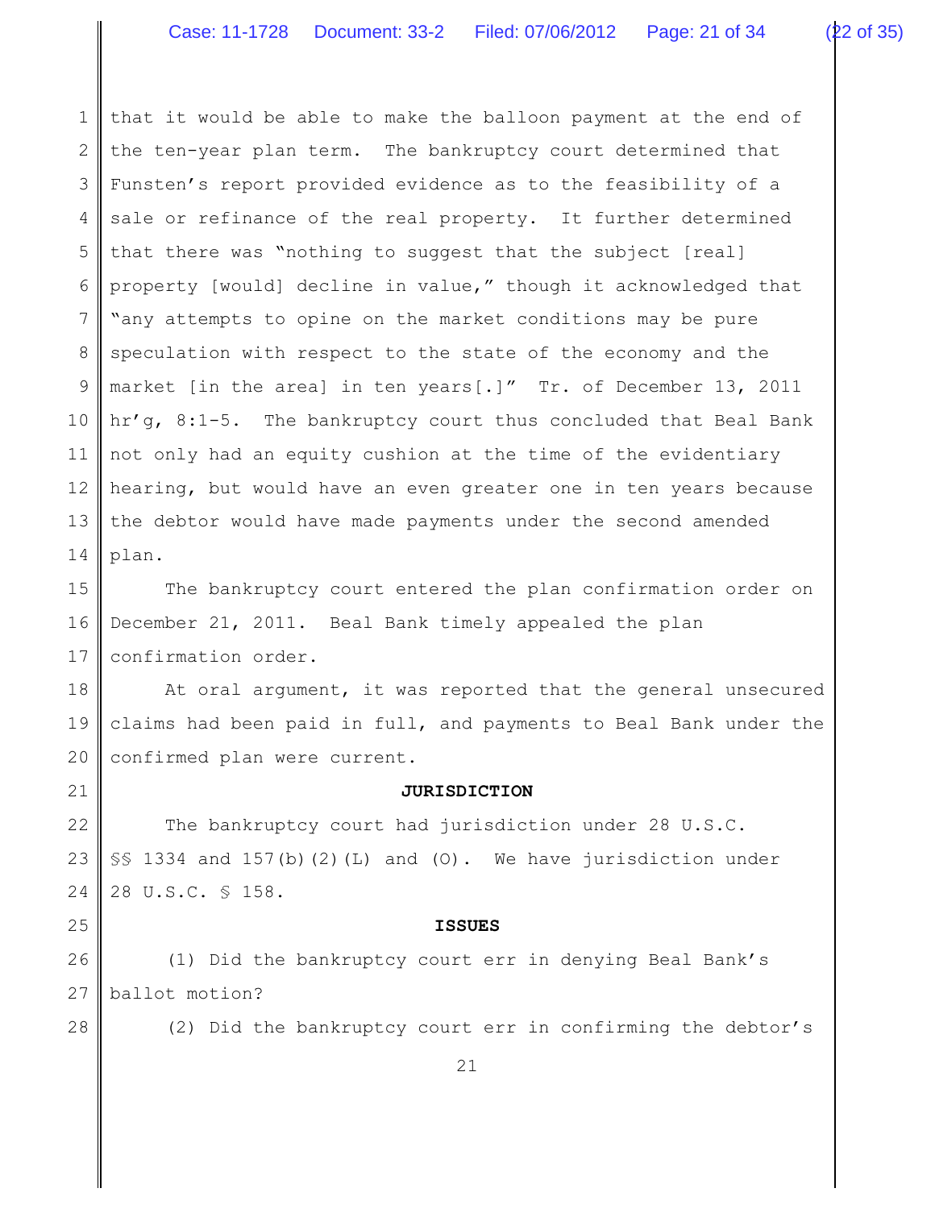that it would be able to make the balloon payment at the end of the ten-year plan term. The bankruptcy court determined that Funsten's report provided evidence as to the feasibility of a sale or refinance of the real property. It further determined that there was "nothing to suggest that the subject [real] property [would] decline in value," though it acknowledged that "any attempts to opine on the market conditions may be pure speculation with respect to the state of the economy and the market [in the area] in ten years[.]" Tr. of December 13, 2011 hr'g, 8:1-5. The bankruptcy court thus concluded that Beal Bank not only had an equity cushion at the time of the evidentiary hearing, but would have an even greater one in ten years because the debtor would have made payments under the second amended plan.

The bankruptcy court entered the plan confirmation order on December 21, 2011. Beal Bank timely appealed the plan confirmation order.

At oral argument, it was reported that the general unsecured claims had been paid in full, and payments to Beal Bank under the confirmed plan were current.

**JURISDICTION**

The bankruptcy court had jurisdiction under 28 U.S.C. §§ 1334 and 157(b)(2)(L) and (O). We have jurisdiction under 28 U.S.C. § 158.

**ISSUES**

(1) Did the bankruptcy court err in denying Beal Bank's ballot motion?

(2) Did the bankruptcy court err in confirming the debtor's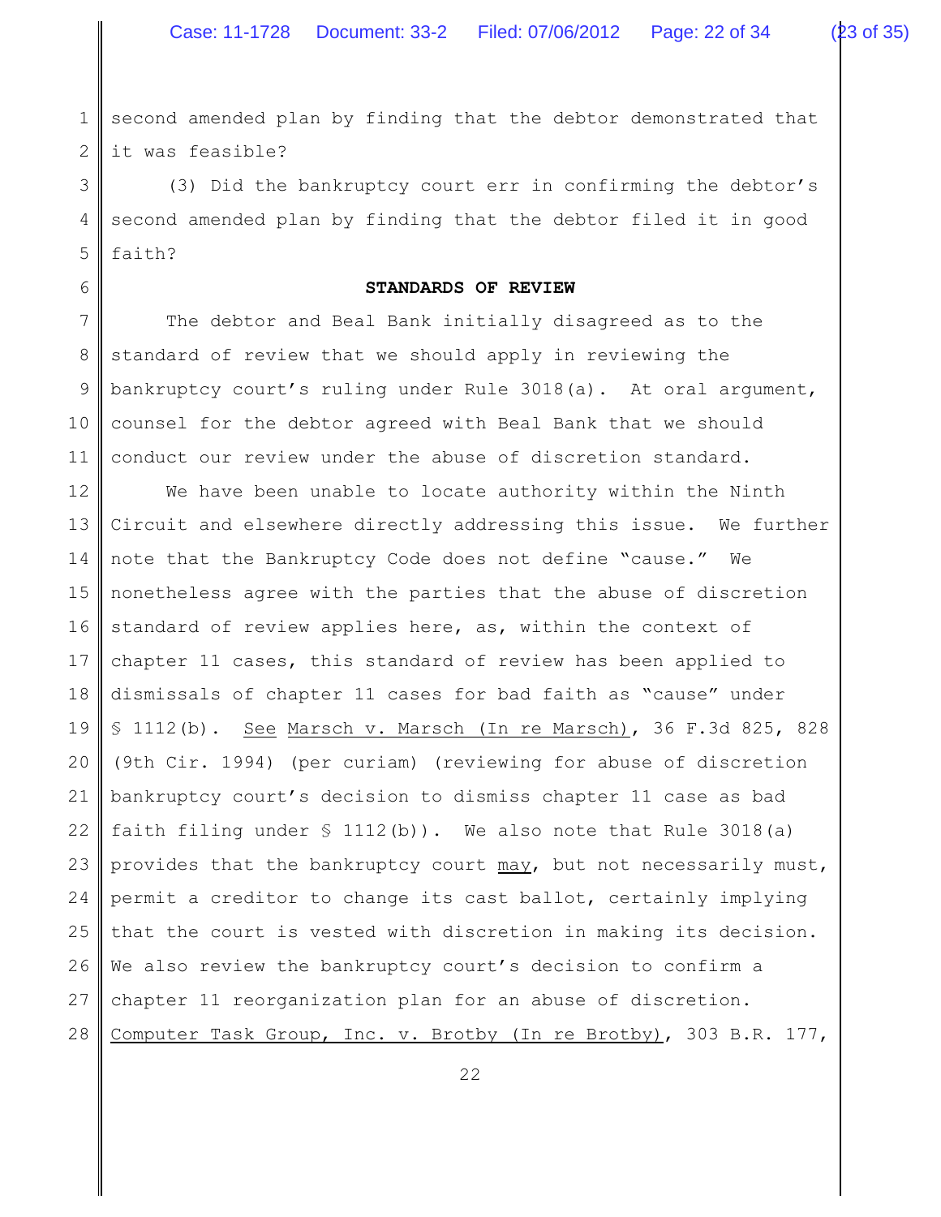second amended plan by finding that the debtor demonstrated that it was feasible?

(3) Did the bankruptcy court err in confirming the debtor's second amended plan by finding that the debtor filed it in good faith?

**STANDARDS OF REVIEW**

The debtor and Beal Bank initially disagreed as to the standard of review that we should apply in reviewing the bankruptcy court's ruling under Rule 3018(a). At oral argument, counsel for the debtor agreed with Beal Bank that we should conduct our review under the abuse of discretion standard.

We have been unable to locate authority within the Ninth Circuit and elsewhere directly addressing this issue. We further note that the Bankruptcy Code does not define "cause." We nonetheless agree with the parties that the abuse of discretion standard of review applies here, as, within the context of chapter 11 cases, this standard of review has been applied to dismissals of chapter 11 cases for bad faith as "cause" under § 1112(b). See Marsch v. Marsch (In re Marsch), 36 F.3d 825, 828 (9th Cir. 1994) (per curiam) (reviewing for abuse of discretion bankruptcy court's decision to dismiss chapter 11 case as bad faith filing under § 1112(b)). We also note that Rule 3018(a) provides that the bankruptcy court may, but not necessarily must, permit a creditor to change its cast ballot, certainly implying that the court is vested with discretion in making its decision. We also review the bankruptcy court's decision to confirm a chapter 11 reorganization plan for an abuse of discretion. Computer Task Group, Inc. v. Brotby (In re Brotby), 303 B.R. 177,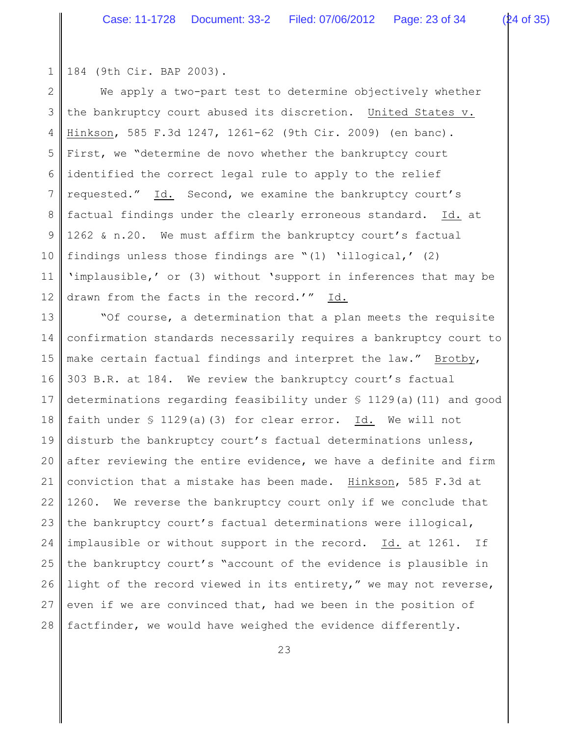184 (9th Cir. BAP 2003).

We apply a two-part test to determine objectively whether the bankruptcy court abused its discretion. United States v. Hinkson, 585 F.3d 1247, 1261-62 (9th Cir. 2009) (en banc). First, we "determine de novo whether the bankruptcy court identified the correct legal rule to apply to the relief requested." Id. Second, we examine the bankruptcy court's factual findings under the clearly erroneous standard. Id. at 1262 & n.20. We must affirm the bankruptcy court's factual findings unless those findings are "(1) 'illogical,' (2) 'implausible,' or (3) without 'support in inferences that may be drawn from the facts in the record.'" Id.

"Of course, a determination that a plan meets the requisite confirmation standards necessarily requires a bankruptcy court to make certain factual findings and interpret the law." Brotby, 303 B.R. at 184. We review the bankruptcy court's factual determinations regarding feasibility under § 1129(a)(11) and good faith under § 1129(a)(3) for clear error. Id. We will not disturb the bankruptcy court's factual determinations unless, after reviewing the entire evidence, we have a definite and firm conviction that a mistake has been made. Hinkson, 585 F.3d at 1260. We reverse the bankruptcy court only if we conclude that the bankruptcy court's factual determinations were illogical, implausible or without support in the record. Id. at 1261. If the bankruptcy court's "account of the evidence is plausible in light of the record viewed in its entirety," we may not reverse, even if we are convinced that, had we been in the position of factfinder, we would have weighed the evidence differently.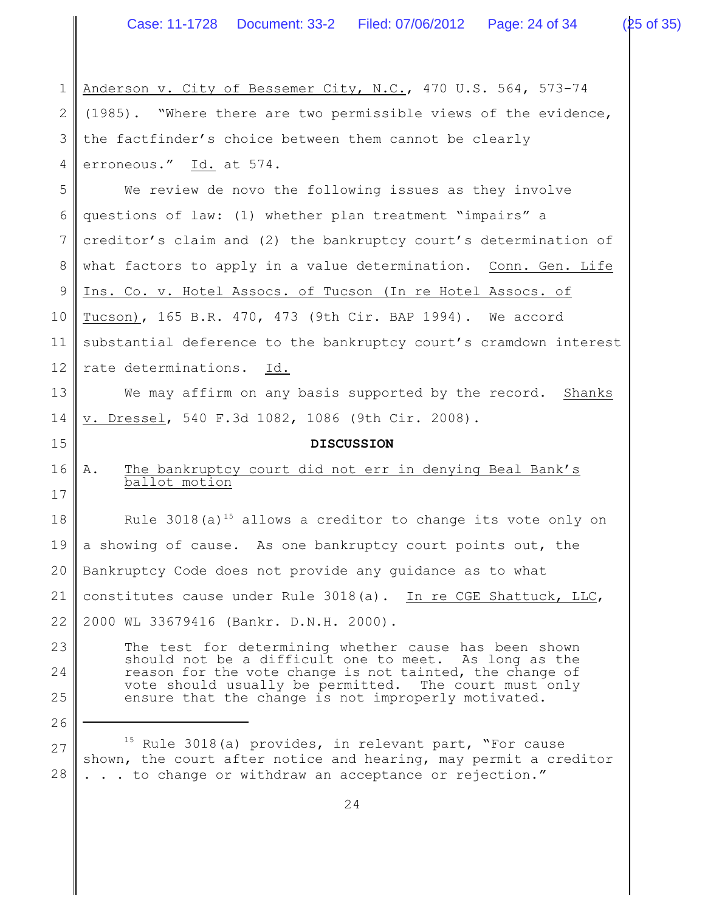Anderson v. City of Bessemer City, N.C., 470 U.S. 564, 573-74 (1985). "Where there are two permissible views of the evidence, the factfinder's choice between them cannot be clearly erroneous." Id. at 574.

We review de novo the following issues as they involve questions of law: (1) whether plan treatment "impairs" a creditor's claim and (2) the bankruptcy court's determination of what factors to apply in a value determination. Conn. Gen. Life Ins. Co. v. Hotel Assocs. of Tucson (In re Hotel Assocs. of Tucson), 165 B.R. 470, 473 (9th Cir. BAP 1994). We accord substantial deference to the bankruptcy court's cramdown interest rate determinations. Id.

We may affirm on any basis supported by the record. Shanks v. Dressel, 540 F.3d 1082, 1086 (9th Cir. 2008).

## DISCUSSION

### A. The bankruptcy court did not err in denying Beal Bank's ballot motion

Rule 3018(a)[15] allows a creditor to change its vote only on a showing of cause. As one bankruptcy court points out, the Bankruptcy Code does not provide any guidance as to what constitutes cause under Rule 3018(a). In re CGE Shattuck, LLC, 2000 WL 33679416 (Bankr. D.N.H. 2000).

> The test for determining whether cause has been shown should not be a difficult one to meet. As long as the reason for the vote change is not tainted, the change of vote should usually be permitted. The court must only ensure that the change is not improperly motivated.

---

[15] Rule 3018(a) provides, in relevant part, "For cause shown, the court after notice and hearing, may permit a creditor . . . to change or withdraw an acceptance or rejection."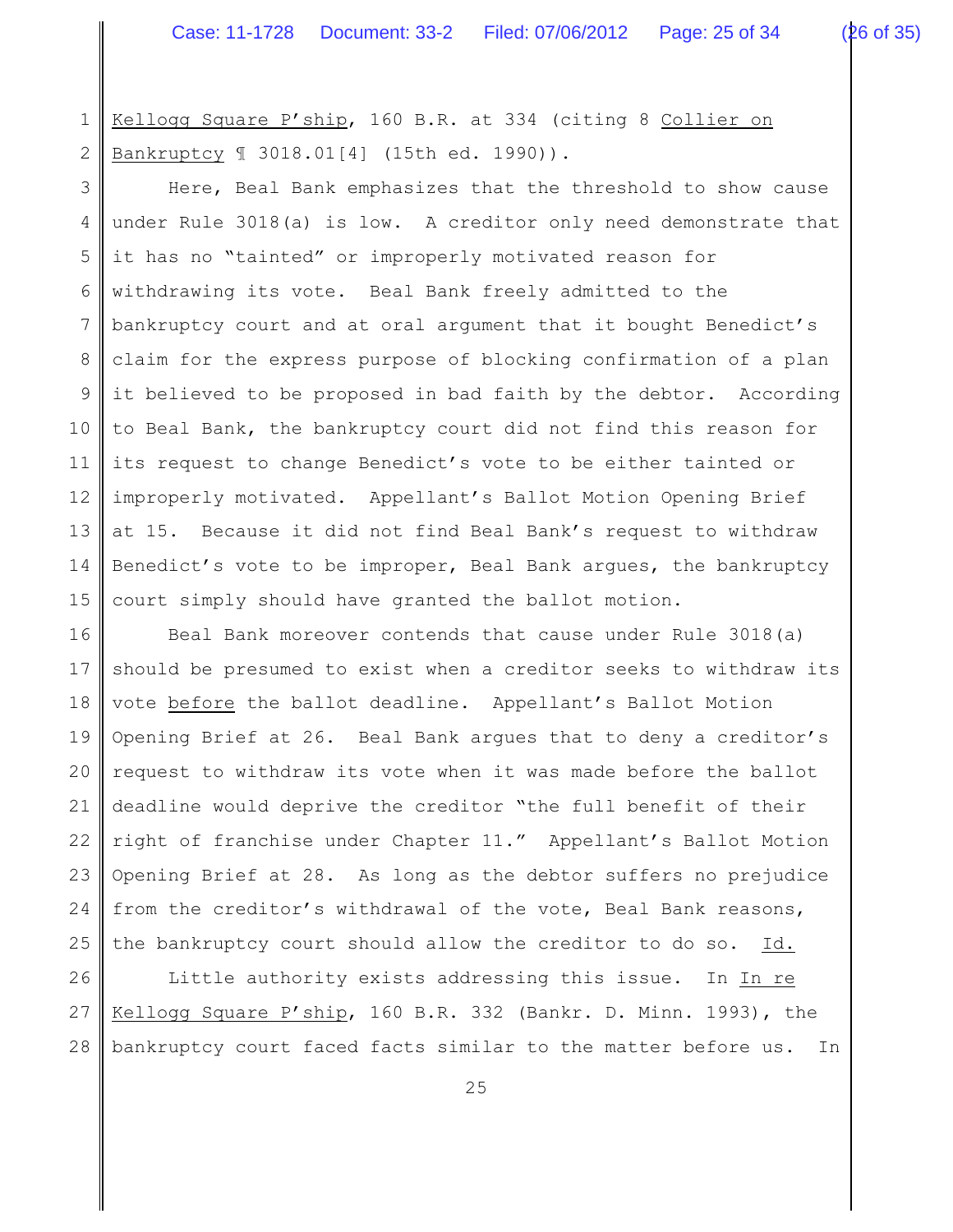Kellogg Square P'ship, 160 B.R. at 334 (citing 8 Collier on Bankruptcy ¶ 3018.01[4] (15th ed. 1990)).

Here, Beal Bank emphasizes that the threshold to show cause under Rule 3018(a) is low. A creditor only need demonstrate that it has no "tainted" or improperly motivated reason for withdrawing its vote. Beal Bank freely admitted to the bankruptcy court and at oral argument that it bought Benedict's claim for the express purpose of blocking confirmation of a plan it believed to be proposed in bad faith by the debtor. According to Beal Bank, the bankruptcy court did not find this reason for its request to change Benedict's vote to be either tainted or improperly motivated. Appellant's Ballot Motion Opening Brief at 15. Because it did not find Beal Bank's request to withdraw Benedict's vote to be improper, Beal Bank argues, the bankruptcy court simply should have granted the ballot motion.

Beal Bank moreover contends that cause under Rule 3018(a) should be presumed to exist when a creditor seeks to withdraw its vote before the ballot deadline. Appellant's Ballot Motion Opening Brief at 26. Beal Bank argues that to deny a creditor's request to withdraw its vote when it was made before the ballot deadline would deprive the creditor "the full benefit of their right of franchise under Chapter 11." Appellant's Ballot Motion Opening Brief at 28. As long as the debtor suffers no prejudice from the creditor's withdrawal of the vote, Beal Bank reasons, the bankruptcy court should allow the creditor to do so. Id.

Little authority exists addressing this issue. In In re Kellogg Square P'ship, 160 B.R. 332 (Bankr. D. Minn. 1993), the bankruptcy court faced facts similar to the matter before us. In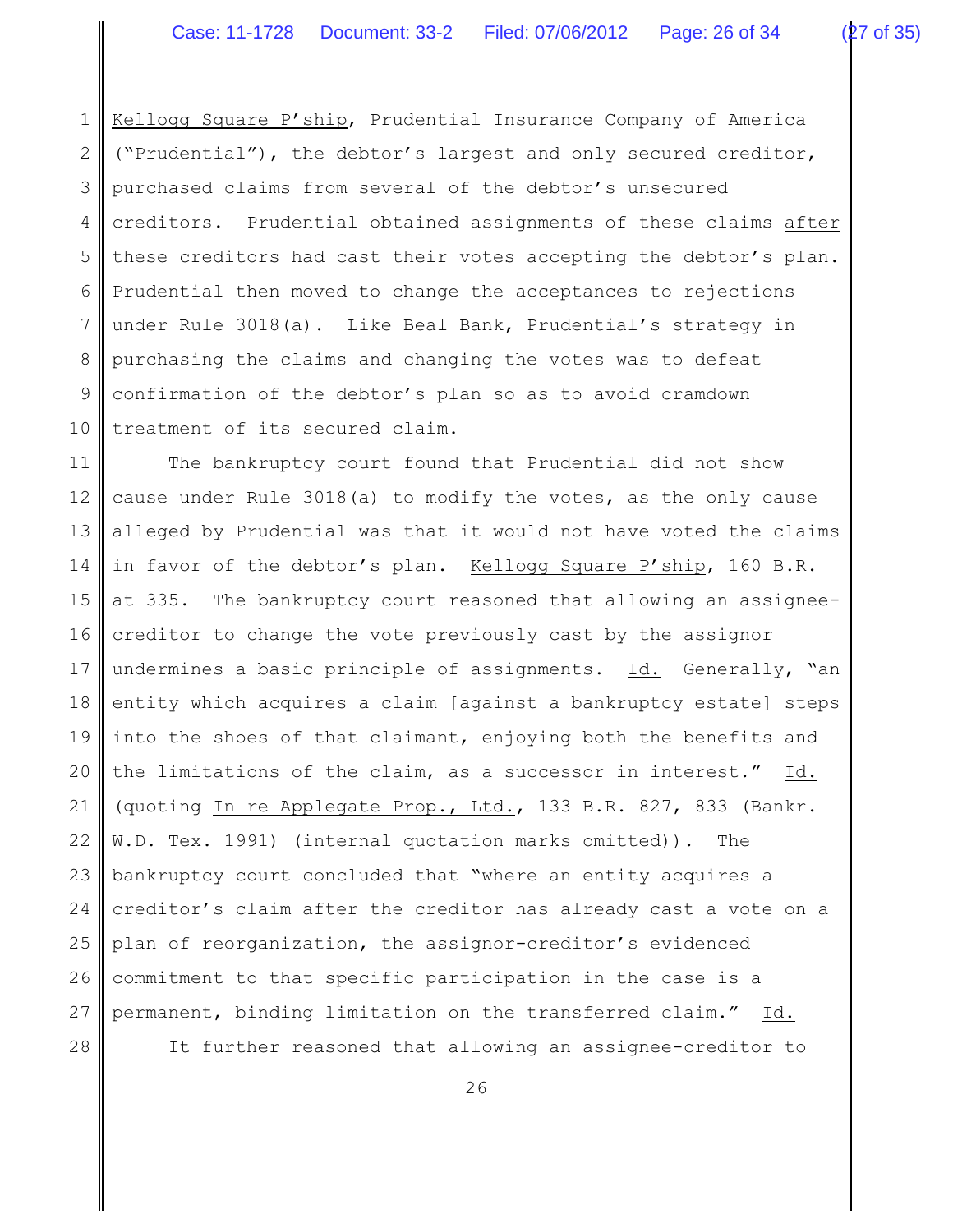Kellogg Square P'ship, Prudential Insurance Company of America ("Prudential"), the debtor's largest and only secured creditor, purchased claims from several of the debtor's unsecured creditors. Prudential obtained assignments of these claims after these creditors had cast their votes accepting the debtor's plan. Prudential then moved to change the acceptances to rejections under Rule 3018(a). Like Beal Bank, Prudential's strategy in purchasing the claims and changing the votes was to defeat confirmation of the debtor's plan so as to avoid cramdown treatment of its secured claim.

The bankruptcy court found that Prudential did not show cause under Rule 3018(a) to modify the votes, as the only cause alleged by Prudential was that it would not have voted the claims in favor of the debtor's plan. Kellogg Square P'ship, 160 B.R. at 335. The bankruptcy court reasoned that allowing an assignee-creditor to change the vote previously cast by the assignor undermines a basic principle of assignments. Id. Generally, "an entity which acquires a claim [against a bankruptcy estate] steps into the shoes of that claimant, enjoying both the benefits and the limitations of the claim, as a successor in interest." Id. (quoting In re Applegate Prop., Ltd., 133 B.R. 827, 833 (Bankr. W.D. Tex. 1991) (internal quotation marks omitted)). The bankruptcy court concluded that "where an entity acquires a creditor's claim after the creditor has already cast a vote on a plan of reorganization, the assignor-creditor's evidenced commitment to that specific participation in the case is a permanent, binding limitation on the transferred claim." Id.

It further reasoned that allowing an assignee-creditor to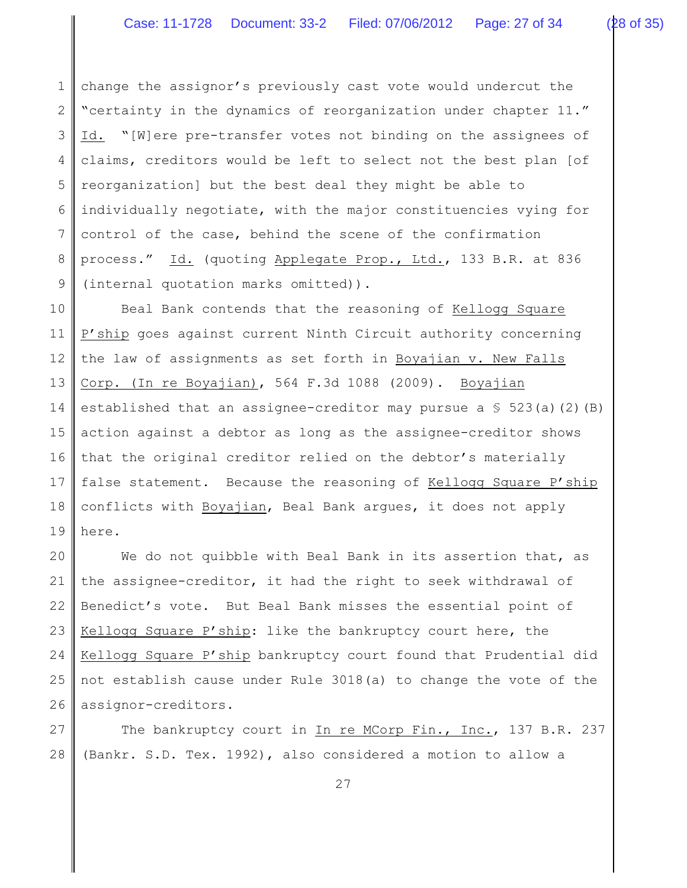change the assignor's previously cast vote would undercut the "certainty in the dynamics of reorganization under chapter 11." Id. "[W]ere pre-transfer votes not binding on the assignees of claims, creditors would be left to select not the best plan [of reorganization] but the best deal they might be able to individually negotiate, with the major constituencies vying for control of the case, behind the scene of the confirmation process." Id. (quoting Applegate Prop., Ltd., 133 B.R. at 836 (internal quotation marks omitted)).

Beal Bank contends that the reasoning of Kellogg Square P'ship goes against current Ninth Circuit authority concerning the law of assignments as set forth in Boyajian v. New Falls Corp. (In re Boyajian), 564 F.3d 1088 (2009). Boyajian established that an assignee-creditor may pursue a § 523(a)(2)(B) action against a debtor as long as the assignee-creditor shows that the original creditor relied on the debtor's materially false statement. Because the reasoning of Kellogg Square P'ship conflicts with Boyajian, Beal Bank argues, it does not apply here.

We do not quibble with Beal Bank in its assertion that, as the assignee-creditor, it had the right to seek withdrawal of Benedict's vote. But Beal Bank misses the essential point of Kellogg Square P'ship: like the bankruptcy court here, the Kellogg Square P'ship bankruptcy court found that Prudential did not establish cause under Rule 3018(a) to change the vote of the assignor-creditors.

The bankruptcy court in In re MCorp Fin., Inc., 137 B.R. 237 (Bankr. S.D. Tex. 1992), also considered a motion to allow a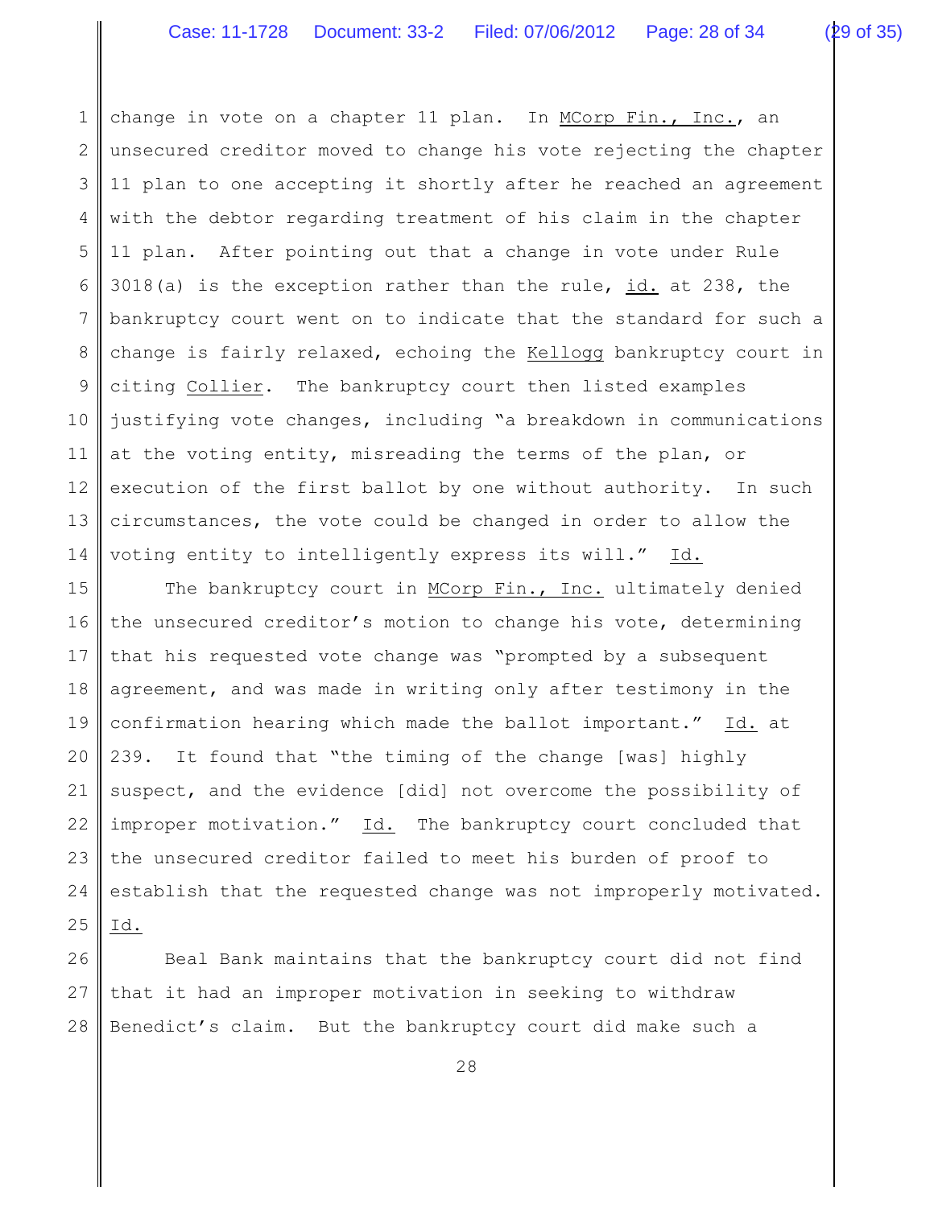change in vote on a chapter 11 plan. In MCorp Fin., Inc., an unsecured creditor moved to change his vote rejecting the chapter 11 plan to one accepting it shortly after he reached an agreement with the debtor regarding treatment of his claim in the chapter 11 plan. After pointing out that a change in vote under Rule 3018(a) is the exception rather than the rule, id. at 238, the bankruptcy court went on to indicate that the standard for such a change is fairly relaxed, echoing the Kellogg bankruptcy court in citing Collier. The bankruptcy court then listed examples justifying vote changes, including "a breakdown in communications at the voting entity, misreading the terms of the plan, or execution of the first ballot by one without authority. In such circumstances, the vote could be changed in order to allow the voting entity to intelligently express its will." Id.

The bankruptcy court in MCorp Fin., Inc. ultimately denied the unsecured creditor's motion to change his vote, determining that his requested vote change was "prompted by a subsequent agreement, and was made in writing only after testimony in the confirmation hearing which made the ballot important." Id. at 239. It found that "the timing of the change [was] highly suspect, and the evidence [did] not overcome the possibility of improper motivation." Id. The bankruptcy court concluded that the unsecured creditor failed to meet his burden of proof to establish that the requested change was not improperly motivated. Id.

Beal Bank maintains that the bankruptcy court did not find that it had an improper motivation in seeking to withdraw Benedict's claim. But the bankruptcy court did make such a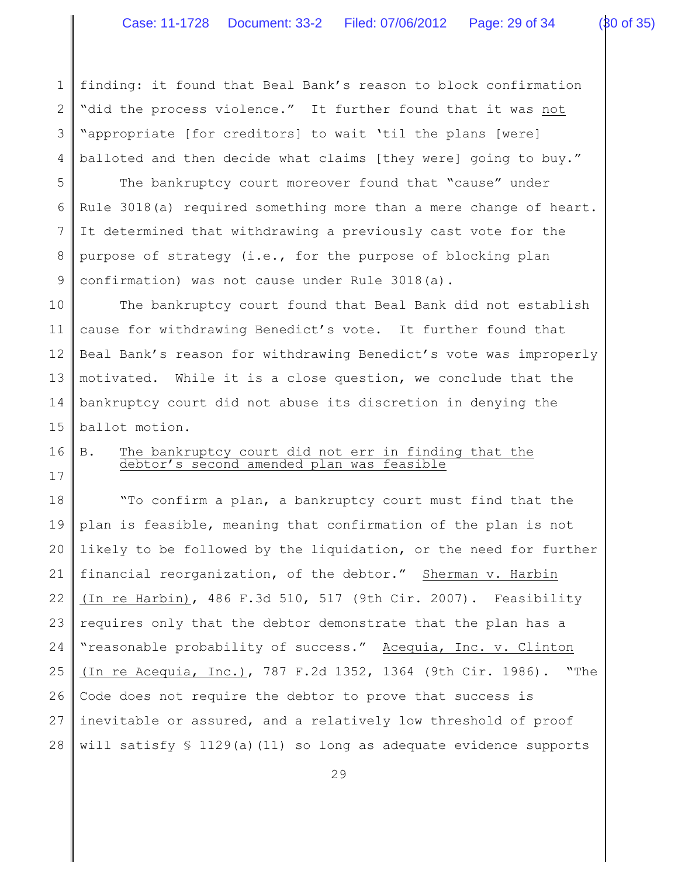finding: it found that Beal Bank's reason to block confirmation "did the process violence." It further found that it was not "appropriate [for creditors] to wait 'til the plans [were] balloted and then decide what claims [they were] going to buy."

The bankruptcy court moreover found that "cause" under Rule 3018(a) required something more than a mere change of heart. It determined that withdrawing a previously cast vote for the purpose of strategy (i.e., for the purpose of blocking plan confirmation) was not cause under Rule 3018(a).

The bankruptcy court found that Beal Bank did not establish cause for withdrawing Benedict's vote. It further found that Beal Bank's reason for withdrawing Benedict's vote was improperly motivated. While it is a close question, we conclude that the bankruptcy court did not abuse its discretion in denying the ballot motion.

B. The bankruptcy court did not err in finding that the debtor's second amended plan was feasible

"To confirm a plan, a bankruptcy court must find that the plan is feasible, meaning that confirmation of the plan is not likely to be followed by the liquidation, or the need for further financial reorganization, of the debtor." Sherman v. Harbin (In re Harbin), 486 F.3d 510, 517 (9th Cir. 2007). Feasibility requires only that the debtor demonstrate that the plan has a "reasonable probability of success." Acequia, Inc. v. Clinton (In re Acequia, Inc.), 787 F.2d 1352, 1364 (9th Cir. 1986). "The Code does not require the debtor to prove that success is inevitable or assured, and a relatively low threshold of proof will satisfy § 1129(a)(11) so long as adequate evidence supports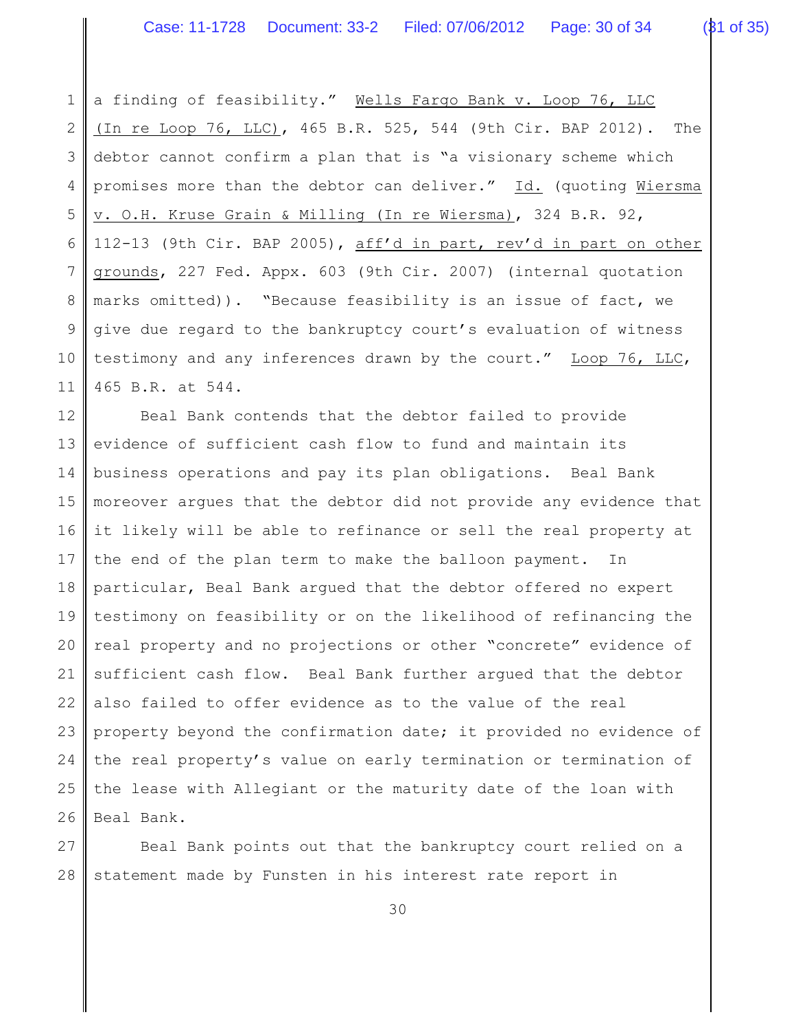a finding of feasibility." Wells Fargo Bank v. Loop 76, LLC (In re Loop 76, LLC), 465 B.R. 525, 544 (9th Cir. BAP 2012). The debtor cannot confirm a plan that is "a visionary scheme which promises more than the debtor can deliver." Id. (quoting Wiersma v. O.H. Kruse Grain & Milling (In re Wiersma), 324 B.R. 92, 112-13 (9th Cir. BAP 2005), aff'd in part, rev'd in part on other grounds, 227 Fed. Appx. 603 (9th Cir. 2007) (internal quotation marks omitted)). "Because feasibility is an issue of fact, we give due regard to the bankruptcy court's evaluation of witness testimony and any inferences drawn by the court." Loop 76, LLC, 465 B.R. at 544.

Beal Bank contends that the debtor failed to provide evidence of sufficient cash flow to fund and maintain its business operations and pay its plan obligations. Beal Bank moreover argues that the debtor did not provide any evidence that it likely will be able to refinance or sell the real property at the end of the plan term to make the balloon payment. In particular, Beal Bank argued that the debtor offered no expert testimony on feasibility or on the likelihood of refinancing the real property and no projections or other "concrete" evidence of sufficient cash flow. Beal Bank further argued that the debtor also failed to offer evidence as to the value of the real property beyond the confirmation date; it provided no evidence of the real property's value on early termination or termination of the lease with Allegiant or the maturity date of the loan with Beal Bank.

Beal Bank points out that the bankruptcy court relied on a statement made by Funsten in his interest rate report in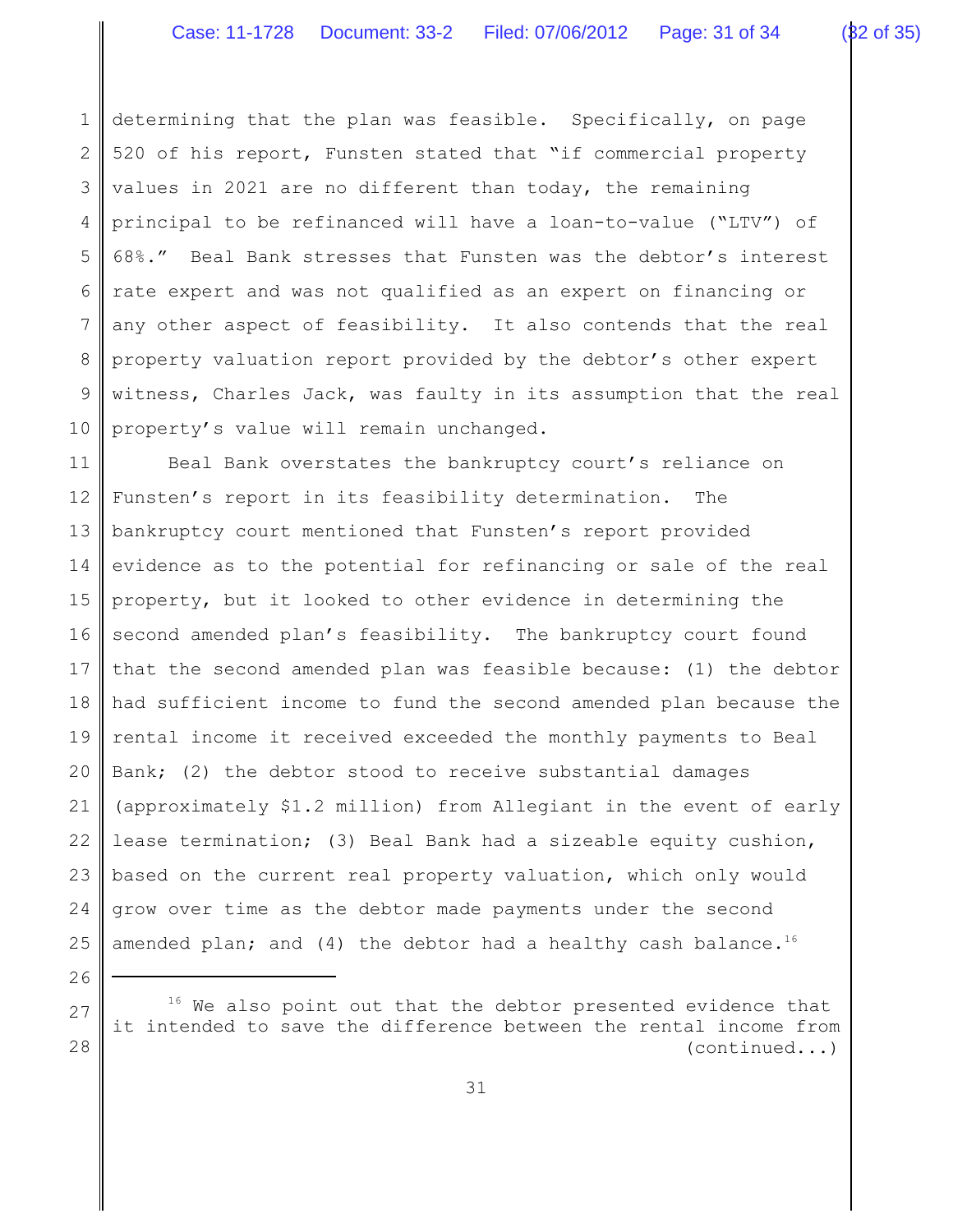determining that the plan was feasible. Specifically, on page 520 of his report, Funsten stated that "if commercial property values in 2021 are no different than today, the remaining principal to be refinanced will have a loan-to-value ("LTV") of 68%." Beal Bank stresses that Funsten was the debtor's interest rate expert and was not qualified as an expert on financing or any other aspect of feasibility. It also contends that the real property valuation report provided by the debtor's other expert witness, Charles Jack, was faulty in its assumption that the real property's value will remain unchanged.

Beal Bank overstates the bankruptcy court's reliance on Funsten's report in its feasibility determination. The bankruptcy court mentioned that Funsten's report provided evidence as to the potential for refinancing or sale of the real property, but it looked to other evidence in determining the second amended plan's feasibility. The bankruptcy court found that the second amended plan was feasible because: (1) the debtor had sufficient income to fund the second amended plan because the rental income it received exceeded the monthly payments to Beal Bank; (2) the debtor stood to receive substantial damages (approximately $1.2 million) from Allegiant in the event of early lease termination; (3) Beal Bank had a sizeable equity cushion, based on the current real property valuation, which only would grow over time as the debtor made payments under the second amended plan; and (4) the debtor had a healthy cash balance.[16]

---

[16] We also point out that the debtor presented evidence that it intended to save the difference between the rental income from (continued...)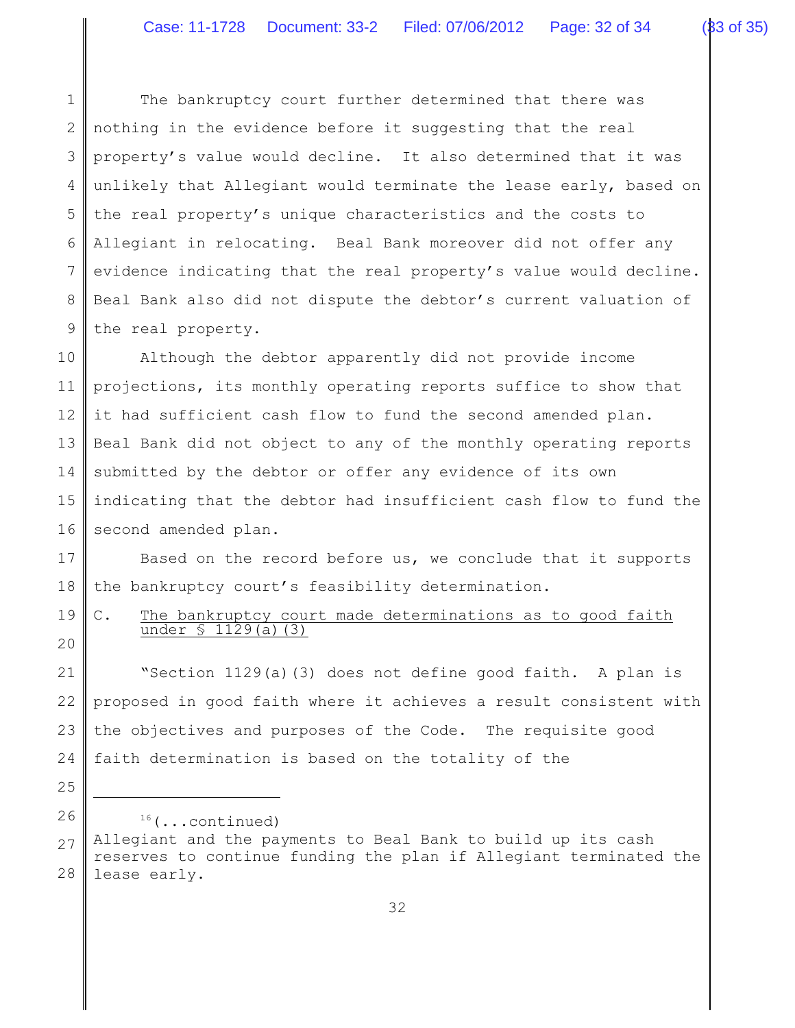The bankruptcy court further determined that there was nothing in the evidence before it suggesting that the real property's value would decline. It also determined that it was unlikely that Allegiant would terminate the lease early, based on the real property's unique characteristics and the costs to Allegiant in relocating. Beal Bank moreover did not offer any evidence indicating that the real property's value would decline. Beal Bank also did not dispute the debtor's current valuation of the real property.

Although the debtor apparently did not provide income projections, its monthly operating reports suffice to show that it had sufficient cash flow to fund the second amended plan. Beal Bank did not object to any of the monthly operating reports submitted by the debtor or offer any evidence of its own indicating that the debtor had insufficient cash flow to fund the second amended plan.

Based on the record before us, we conclude that it supports the bankruptcy court's feasibility determination.

C. <u>The bankruptcy court made determinations as to good faith under § 1129(a)(3)</u>

"Section 1129(a)(3) does not define good faith. A plan is proposed in good faith where it achieves a result consistent with the objectives and purposes of the Code. The requisite good faith determination is based on the totality of the

---

[16](...continued)
Allegiant and the payments to Beal Bank to build up its cash reserves to continue funding the plan if Allegiant terminated the lease early.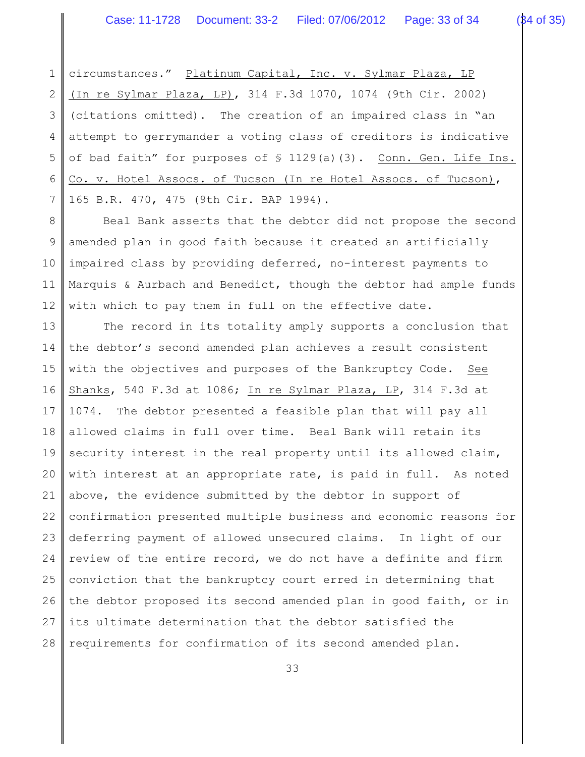circumstances." Platinum Capital, Inc. v. Sylmar Plaza, LP (In re Sylmar Plaza, LP), 314 F.3d 1070, 1074 (9th Cir. 2002) (citations omitted). The creation of an impaired class in "an attempt to gerrymander a voting class of creditors is indicative of bad faith" for purposes of § 1129(a)(3). Conn. Gen. Life Ins. Co. v. Hotel Assocs. of Tucson (In re Hotel Assocs. of Tucson), 165 B.R. 470, 475 (9th Cir. BAP 1994).

Beal Bank asserts that the debtor did not propose the second amended plan in good faith because it created an artificially impaired class by providing deferred, no-interest payments to Marquis & Aurbach and Benedict, though the debtor had ample funds with which to pay them in full on the effective date.

The record in its totality amply supports a conclusion that the debtor's second amended plan achieves a result consistent with the objectives and purposes of the Bankruptcy Code. See Shanks, 540 F.3d at 1086; In re Sylmar Plaza, LP, 314 F.3d at 1074. The debtor presented a feasible plan that will pay all allowed claims in full over time. Beal Bank will retain its security interest in the real property until its allowed claim, with interest at an appropriate rate, is paid in full. As noted above, the evidence submitted by the debtor in support of confirmation presented multiple business and economic reasons for deferring payment of allowed unsecured claims. In light of our review of the entire record, we do not have a definite and firm conviction that the bankruptcy court erred in determining that the debtor proposed its second amended plan in good faith, or in its ultimate determination that the debtor satisfied the requirements for confirmation of its second amended plan.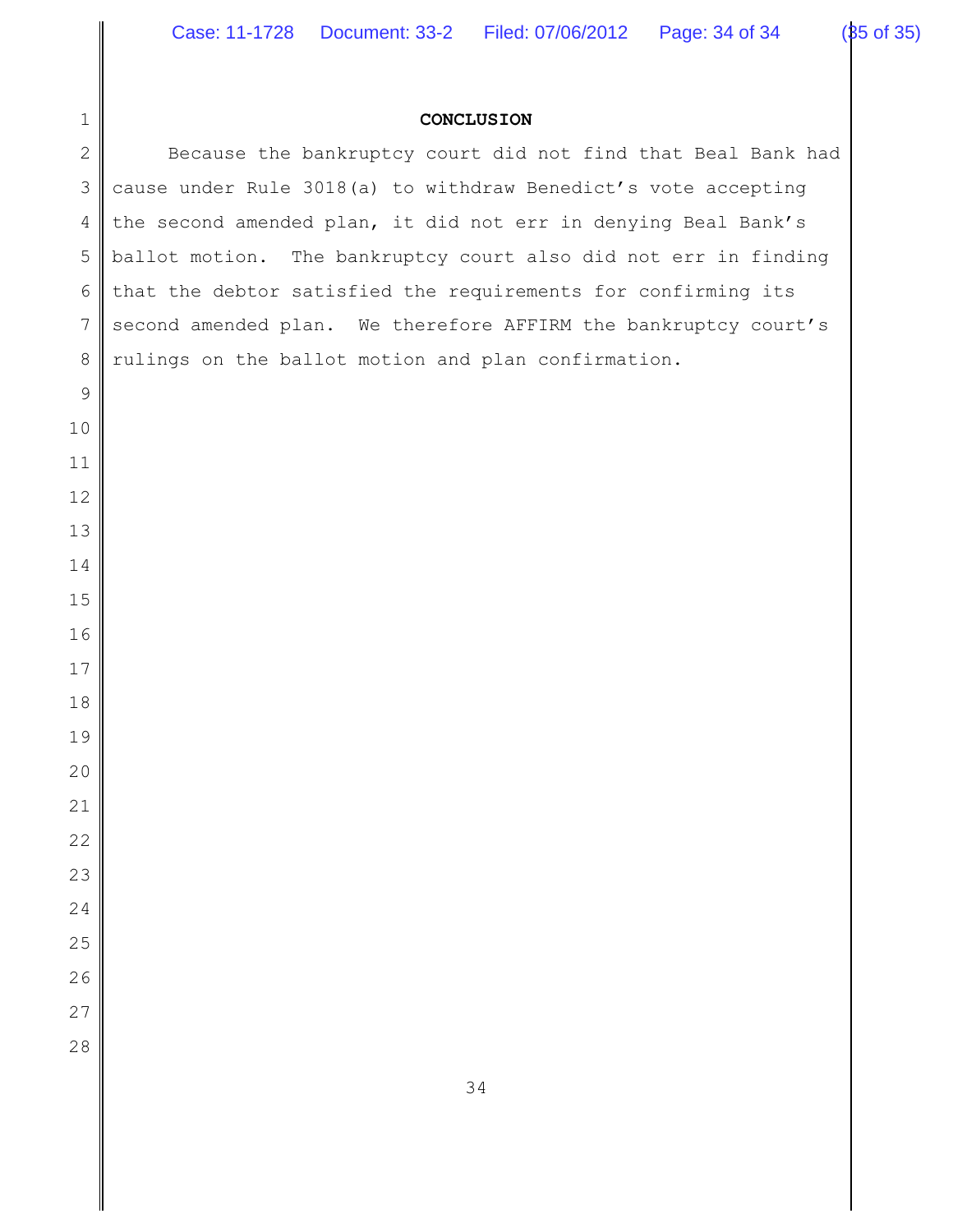## CONCLUSION

Because the bankruptcy court did not find that Beal Bank had cause under Rule 3018(a) to withdraw Benedict's vote accepting the second amended plan, it did not err in denying Beal Bank's ballot motion. The bankruptcy court also did not err in finding that the debtor satisfied the requirements for confirming its second amended plan. We therefore AFFIRM the bankruptcy court's rulings on the ballot motion and plan confirmation.